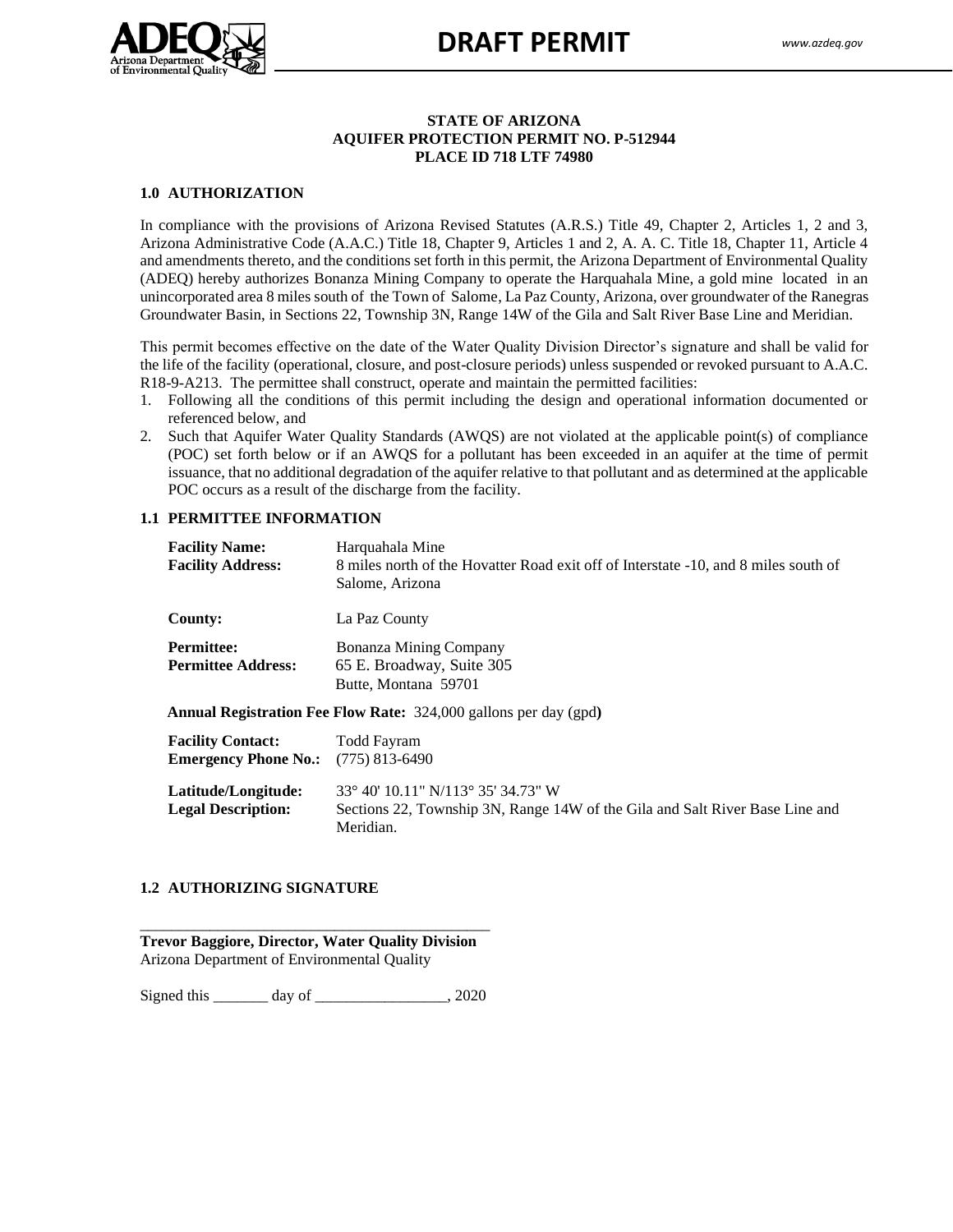# DRAFT PERMIT

**STATE OF ARIZONA**
**AQUIFER PROTECTION PERMIT NO. P-512944**
**PLACE ID 718 LTF 74980**

## 1.0 AUTHORIZATION

In compliance with the provisions of Arizona Revised Statutes (A.R.S.) Title 49, Chapter 2, Articles 1, 2 and 3, Arizona Administrative Code (A.A.C.) Title 18, Chapter 9, Articles 1 and 2, A. A. C. Title 18, Chapter 11, Article 4 and amendments thereto, and the conditions set forth in this permit, the Arizona Department of Environmental Quality (ADEQ) hereby authorizes Bonanza Mining Company to operate the Harquahala Mine, a gold mine located in an unincorporated area 8 miles south of the Town of Salome, La Paz County, Arizona, over groundwater of the Ranegras Groundwater Basin, in Sections 22, Township 3N, Range 14W of the Gila and Salt River Base Line and Meridian.

This permit becomes effective on the date of the Water Quality Division Director's signature and shall be valid for the life of the facility (operational, closure, and post-closure periods) unless suspended or revoked pursuant to A.A.C. R18-9-A213. The permittee shall construct, operate and maintain the permitted facilities:

1. Following all the conditions of this permit including the design and operational information documented or referenced below, and
2. Such that Aquifer Water Quality Standards (AWQS) are not violated at the applicable point(s) of compliance (POC) set forth below or if an AWQS for a pollutant has been exceeded in an aquifer at the time of permit issuance, that no additional degradation of the aquifer relative to that pollutant and as determined at the applicable POC occurs as a result of the discharge from the facility.

## 1.1 PERMITTEE INFORMATION

**Facility Name:** Harquahala Mine
**Facility Address:** 8 miles north of the Hovatter Road exit off of Interstate -10, and 8 miles south of Salome, Arizona

**County:** La Paz County

**Permittee:** Bonanza Mining Company
**Permittee Address:** 65 E. Broadway, Suite 305
Butte, Montana 59701

**Annual Registration Fee Flow Rate:** 324,000 gallons per day (gpd**)**

**Facility Contact:** Todd Fayram
**Emergency Phone No.:** (775) 813-6490

**Latitude/Longitude:** 33° 40' 10.11" N/113° 35' 34.73" W
**Legal Description:** Sections 22, Township 3N, Range 14W of the Gila and Salt River Base Line and Meridian.

## 1.2 AUTHORIZING SIGNATURE

\_\_\_\_\_\_\_\_\_\_\_\_\_\_\_\_\_\_\_\_\_\_\_\_\_\_\_\_\_\_\_\_\_\_\_\_\_\_\_\_\_\_\_\_\_
**Trevor Baggiore, Director, Water Quality Division**
Arizona Department of Environmental Quality

Signed this _______ day of _________________, 2020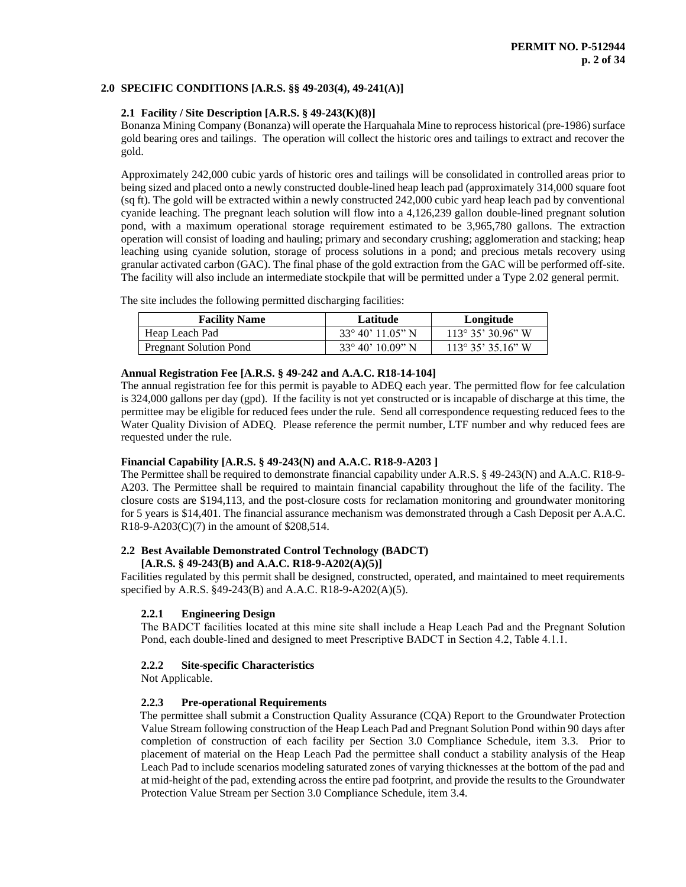## 2.0 SPECIFIC CONDITIONS [A.R.S. §§ 49-203(4), 49-241(A)]

### 2.1 Facility / Site Description [A.R.S. § 49-243(K)(8)]

Bonanza Mining Company (Bonanza) will operate the Harquahala Mine to reprocess historical (pre-1986) surface gold bearing ores and tailings. The operation will collect the historic ores and tailings to extract and recover the gold.

Approximately 242,000 cubic yards of historic ores and tailings will be consolidated in controlled areas prior to being sized and placed onto a newly constructed double-lined heap leach pad (approximately 314,000 square foot (sq ft). The gold will be extracted within a newly constructed 242,000 cubic yard heap leach pad by conventional cyanide leaching. The pregnant leach solution will flow into a 4,126,239 gallon double-lined pregnant solution pond, with a maximum operational storage requirement estimated to be 3,965,780 gallons. The extraction operation will consist of loading and hauling; primary and secondary crushing; agglomeration and stacking; heap leaching using cyanide solution, storage of process solutions in a pond; and precious metals recovery using granular activated carbon (GAC). The final phase of the gold extraction from the GAC will be performed off-site. The facility will also include an intermediate stockpile that will be permitted under a Type 2.02 general permit.

The site includes the following permitted discharging facilities:

| Facility Name | Latitude | Longitude |
|---|---|---|
| Heap Leach Pad | 33° 40’ 11.05” N | 113° 35’ 30.96” W |
| Pregnant Solution Pond | 33° 40’ 10.09” N | 113° 35’ 35.16” W |

**Annual Registration Fee [A.R.S. § 49-242 and A.A.C. R18-14-104]**

The annual registration fee for this permit is payable to ADEQ each year. The permitted flow for fee calculation is 324,000 gallons per day (gpd). If the facility is not yet constructed or is incapable of discharge at this time, the permittee may be eligible for reduced fees under the rule. Send all correspondence requesting reduced fees to the Water Quality Division of ADEQ. Please reference the permit number, LTF number and why reduced fees are requested under the rule.

**Financial Capability [A.R.S. § 49-243(N) and A.A.C. R18-9-A203 ]**

The Permittee shall be required to demonstrate financial capability under A.R.S. § 49-243(N) and A.A.C. R18-9-A203. The Permittee shall be required to maintain financial capability throughout the life of the facility. The closure costs are $194,113, and the post-closure costs for reclamation monitoring and groundwater monitoring for 5 years is $14,401. The financial assurance mechanism was demonstrated through a Cash Deposit per A.A.C. R18-9-A203(C)(7) in the amount of $208,514.

### 2.2 Best Available Demonstrated Control Technology (BADCT) [A.R.S. § 49-243(B) and A.A.C. R18-9-A202(A)(5)]

Facilities regulated by this permit shall be designed, constructed, operated, and maintained to meet requirements specified by A.R.S. §49-243(B) and A.A.C. R18-9-A202(A)(5).

#### 2.2.1 Engineering Design

The BADCT facilities located at this mine site shall include a Heap Leach Pad and the Pregnant Solution Pond, each double-lined and designed to meet Prescriptive BADCT in Section 4.2, Table 4.1.1.

#### 2.2.2 Site-specific Characteristics

Not Applicable.

#### 2.2.3 Pre-operational Requirements

The permittee shall submit a Construction Quality Assurance (CQA) Report to the Groundwater Protection Value Stream following construction of the Heap Leach Pad and Pregnant Solution Pond within 90 days after completion of construction of each facility per Section 3.0 Compliance Schedule, item 3.3. Prior to placement of material on the Heap Leach Pad the permittee shall conduct a stability analysis of the Heap Leach Pad to include scenarios modeling saturated zones of varying thicknesses at the bottom of the pad and at mid-height of the pad, extending across the entire pad footprint, and provide the results to the Groundwater Protection Value Stream per Section 3.0 Compliance Schedule, item 3.4.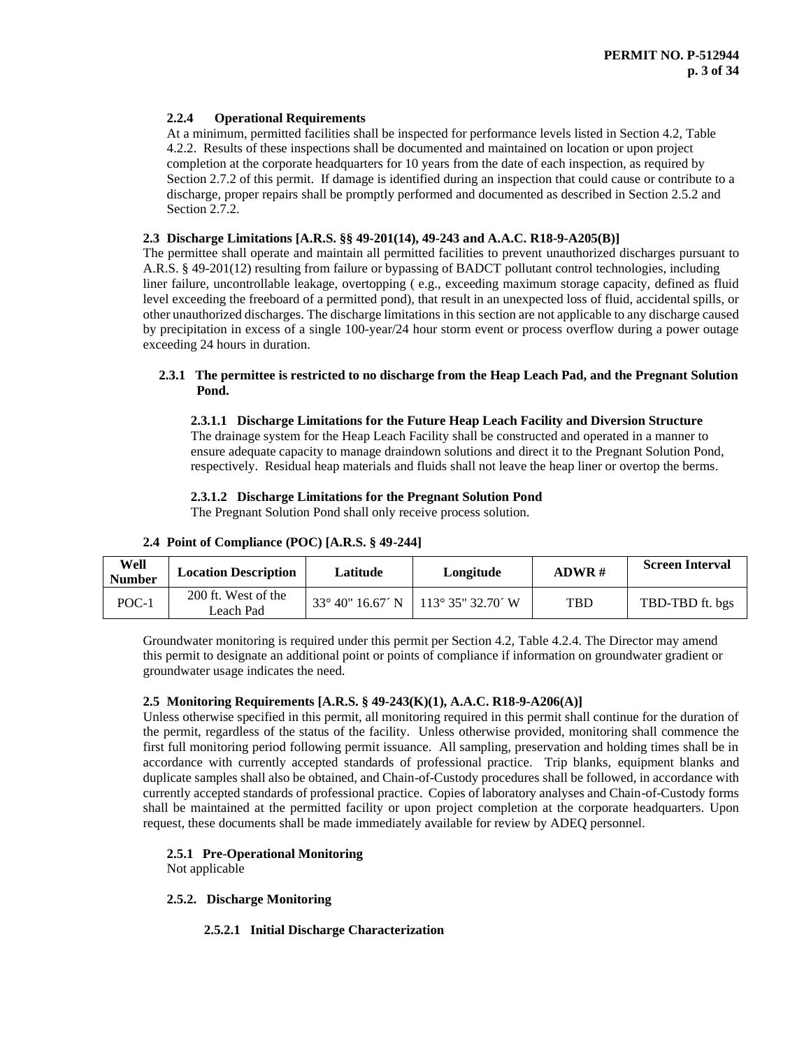#### 2.2.4 Operational Requirements

At a minimum, permitted facilities shall be inspected for performance levels listed in Section 4.2, Table 4.2.2. Results of these inspections shall be documented and maintained on location or upon project completion at the corporate headquarters for 10 years from the date of each inspection, as required by Section 2.7.2 of this permit. If damage is identified during an inspection that could cause or contribute to a discharge, proper repairs shall be promptly performed and documented as described in Section 2.5.2 and Section 2.7.2.

### 2.3 Discharge Limitations [A.R.S. §§ 49-201(14), 49-243 and A.A.C. R18-9-A205(B)]

The permittee shall operate and maintain all permitted facilities to prevent unauthorized discharges pursuant to A.R.S. § 49-201(12) resulting from failure or bypassing of BADCT pollutant control technologies, including liner failure, uncontrollable leakage, overtopping ( e.g., exceeding maximum storage capacity, defined as fluid level exceeding the freeboard of a permitted pond), that result in an unexpected loss of fluid, accidental spills, or other unauthorized discharges. The discharge limitations in this section are not applicable to any discharge caused by precipitation in excess of a single 100-year/24 hour storm event or process overflow during a power outage exceeding 24 hours in duration.

#### 2.3.1 The permittee is restricted to no discharge from the Heap Leach Pad, and the Pregnant Solution Pond.

##### 2.3.1.1 Discharge Limitations for the Future Heap Leach Facility and Diversion Structure

The drainage system for the Heap Leach Facility shall be constructed and operated in a manner to ensure adequate capacity to manage draindown solutions and direct it to the Pregnant Solution Pond, respectively. Residual heap materials and fluids shall not leave the heap liner or overtop the berms.

##### 2.3.1.2 Discharge Limitations for the Pregnant Solution Pond

The Pregnant Solution Pond shall only receive process solution.

### 2.4 Point of Compliance (POC) [A.R.S. § 49-244]

| Well Number | Location Description | Latitude | Longitude | ADWR # | Screen Interval |
|---|---|---|---|---|---|
| POC-1 | 200 ft. West of the Leach Pad | 33° 40" 16.67´ N | 113° 35" 32.70´ W | TBD | TBD-TBD ft. bgs |

Groundwater monitoring is required under this permit per Section 4.2, Table 4.2.4. The Director may amend this permit to designate an additional point or points of compliance if information on groundwater gradient or groundwater usage indicates the need.

### 2.5 Monitoring Requirements [A.R.S. § 49-243(K)(1), A.A.C. R18-9-A206(A)]

Unless otherwise specified in this permit, all monitoring required in this permit shall continue for the duration of the permit, regardless of the status of the facility. Unless otherwise provided, monitoring shall commence the first full monitoring period following permit issuance. All sampling, preservation and holding times shall be in accordance with currently accepted standards of professional practice. Trip blanks, equipment blanks and duplicate samples shall also be obtained, and Chain-of-Custody procedures shall be followed, in accordance with currently accepted standards of professional practice. Copies of laboratory analyses and Chain-of-Custody forms shall be maintained at the permitted facility or upon project completion at the corporate headquarters. Upon request, these documents shall be made immediately available for review by ADEQ personnel.

#### 2.5.1 Pre-Operational Monitoring

Not applicable

#### 2.5.2. Discharge Monitoring

##### 2.5.2.1 Initial Discharge Characterization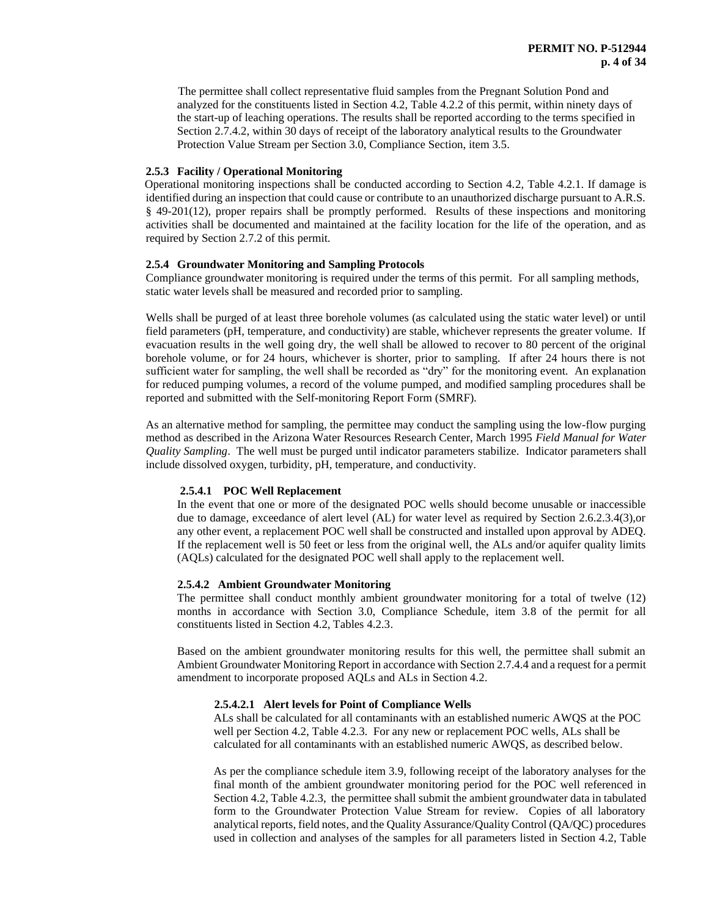The permittee shall collect representative fluid samples from the Pregnant Solution Pond and analyzed for the constituents listed in Section 4.2, Table 4.2.2 of this permit, within ninety days of the start-up of leaching operations. The results shall be reported according to the terms specified in Section 2.7.4.2, within 30 days of receipt of the laboratory analytical results to the Groundwater Protection Value Stream per Section 3.0, Compliance Section, item 3.5.

### 2.5.3 Facility / Operational Monitoring

Operational monitoring inspections shall be conducted according to Section 4.2, Table 4.2.1. If damage is identified during an inspection that could cause or contribute to an unauthorized discharge pursuant to A.R.S. § 49-201(12), proper repairs shall be promptly performed. Results of these inspections and monitoring activities shall be documented and maintained at the facility location for the life of the operation, and as required by Section 2.7.2 of this permit.

### 2.5.4 Groundwater Monitoring and Sampling Protocols

Compliance groundwater monitoring is required under the terms of this permit. For all sampling methods, static water levels shall be measured and recorded prior to sampling.

Wells shall be purged of at least three borehole volumes (as calculated using the static water level) or until field parameters (pH, temperature, and conductivity) are stable, whichever represents the greater volume. If evacuation results in the well going dry, the well shall be allowed to recover to 80 percent of the original borehole volume, or for 24 hours, whichever is shorter, prior to sampling. If after 24 hours there is not sufficient water for sampling, the well shall be recorded as "dry" for the monitoring event. An explanation for reduced pumping volumes, a record of the volume pumped, and modified sampling procedures shall be reported and submitted with the Self-monitoring Report Form (SMRF).

As an alternative method for sampling, the permittee may conduct the sampling using the low-flow purging method as described in the Arizona Water Resources Research Center, March 1995 *Field Manual for Water Quality Sampling*. The well must be purged until indicator parameters stabilize. Indicator parameters shall include dissolved oxygen, turbidity, pH, temperature, and conductivity.

#### 2.5.4.1 POC Well Replacement

In the event that one or more of the designated POC wells should become unusable or inaccessible due to damage, exceedance of alert level (AL) for water level as required by Section 2.6.2.3.4(3),or any other event, a replacement POC well shall be constructed and installed upon approval by ADEQ. If the replacement well is 50 feet or less from the original well, the ALs and/or aquifer quality limits (AQLs) calculated for the designated POC well shall apply to the replacement well.

#### 2.5.4.2 Ambient Groundwater Monitoring

The permittee shall conduct monthly ambient groundwater monitoring for a total of twelve (12) months in accordance with Section 3.0, Compliance Schedule, item 3.8 of the permit for all constituents listed in Section 4.2, Tables 4.2.3.

Based on the ambient groundwater monitoring results for this well, the permittee shall submit an Ambient Groundwater Monitoring Report in accordance with Section 2.7.4.4 and a request for a permit amendment to incorporate proposed AQLs and ALs in Section 4.2.

##### 2.5.4.2.1 Alert levels for Point of Compliance Wells

ALs shall be calculated for all contaminants with an established numeric AWQS at the POC well per Section 4.2, Table 4.2.3. For any new or replacement POC wells, ALs shall be calculated for all contaminants with an established numeric AWQS, as described below.

As per the compliance schedule item 3.9, following receipt of the laboratory analyses for the final month of the ambient groundwater monitoring period for the POC well referenced in Section 4.2, Table 4.2.3, the permittee shall submit the ambient groundwater data in tabulated form to the Groundwater Protection Value Stream for review. Copies of all laboratory analytical reports, field notes, and the Quality Assurance/Quality Control (QA/QC) procedures used in collection and analyses of the samples for all parameters listed in Section 4.2, Table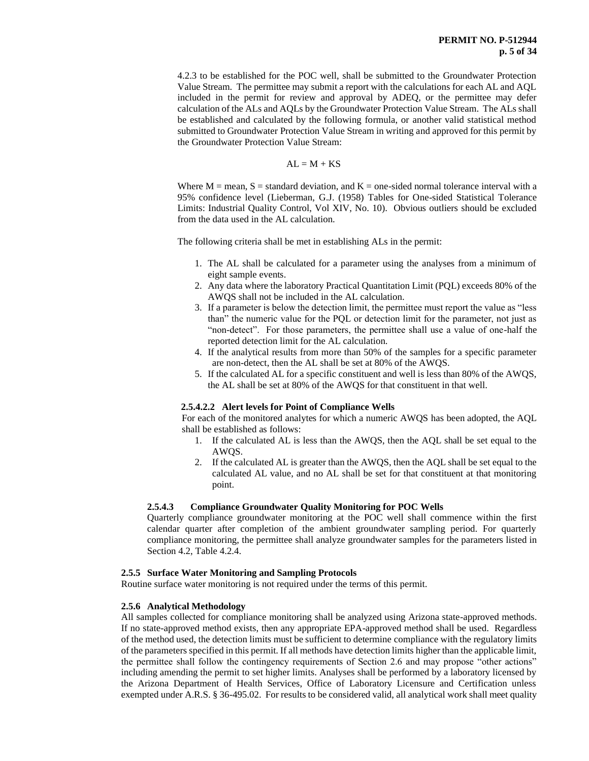4.2.3 to be established for the POC well, shall be submitted to the Groundwater Protection Value Stream. The permittee may submit a report with the calculations for each AL and AQL included in the permit for review and approval by ADEQ, or the permittee may defer calculation of the ALs and AQLs by the Groundwater Protection Value Stream. The ALs shall be established and calculated by the following formula, or another valid statistical method submitted to Groundwater Protection Value Stream in writing and approved for this permit by the Groundwater Protection Value Stream:

$$AL = M + KS$$

Where M = mean, S = standard deviation, and K = one-sided normal tolerance interval with a 95% confidence level (Lieberman, G.J. (1958) Tables for One-sided Statistical Tolerance Limits: Industrial Quality Control, Vol XIV, No. 10). Obvious outliers should be excluded from the data used in the AL calculation.

The following criteria shall be met in establishing ALs in the permit:

1. The AL shall be calculated for a parameter using the analyses from a minimum of eight sample events.
2. Any data where the laboratory Practical Quantitation Limit (PQL) exceeds 80% of the AWQS shall not be included in the AL calculation.
3. If a parameter is below the detection limit, the permittee must report the value as "less than" the numeric value for the PQL or detection limit for the parameter, not just as "non-detect". For those parameters, the permittee shall use a value of one-half the reported detection limit for the AL calculation.
4. If the analytical results from more than 50% of the samples for a specific parameter are non-detect, then the AL shall be set at 80% of the AWQS.
5. If the calculated AL for a specific constituent and well is less than 80% of the AWQS, the AL shall be set at 80% of the AWQS for that constituent in that well.

#### 2.5.4.2.2 Alert levels for Point of Compliance Wells

For each of the monitored analytes for which a numeric AWQS has been adopted, the AQL shall be established as follows:

1. If the calculated AL is less than the AWQS, then the AQL shall be set equal to the AWQS.
2. If the calculated AL is greater than the AWQS, then the AQL shall be set equal to the calculated AL value, and no AL shall be set for that constituent at that monitoring point.

#### 2.5.4.3 Compliance Groundwater Quality Monitoring for POC Wells

Quarterly compliance groundwater monitoring at the POC well shall commence within the first calendar quarter after completion of the ambient groundwater sampling period. For quarterly compliance monitoring, the permittee shall analyze groundwater samples for the parameters listed in Section 4.2, Table 4.2.4.

### 2.5.5 Surface Water Monitoring and Sampling Protocols

Routine surface water monitoring is not required under the terms of this permit.

### 2.5.6 Analytical Methodology

All samples collected for compliance monitoring shall be analyzed using Arizona state-approved methods. If no state-approved method exists, then any appropriate EPA-approved method shall be used. Regardless of the method used, the detection limits must be sufficient to determine compliance with the regulatory limits of the parameters specified in this permit. If all methods have detection limits higher than the applicable limit, the permittee shall follow the contingency requirements of Section 2.6 and may propose "other actions" including amending the permit to set higher limits. Analyses shall be performed by a laboratory licensed by the Arizona Department of Health Services, Office of Laboratory Licensure and Certification unless exempted under A.R.S. § 36-495.02. For results to be considered valid, all analytical work shall meet quality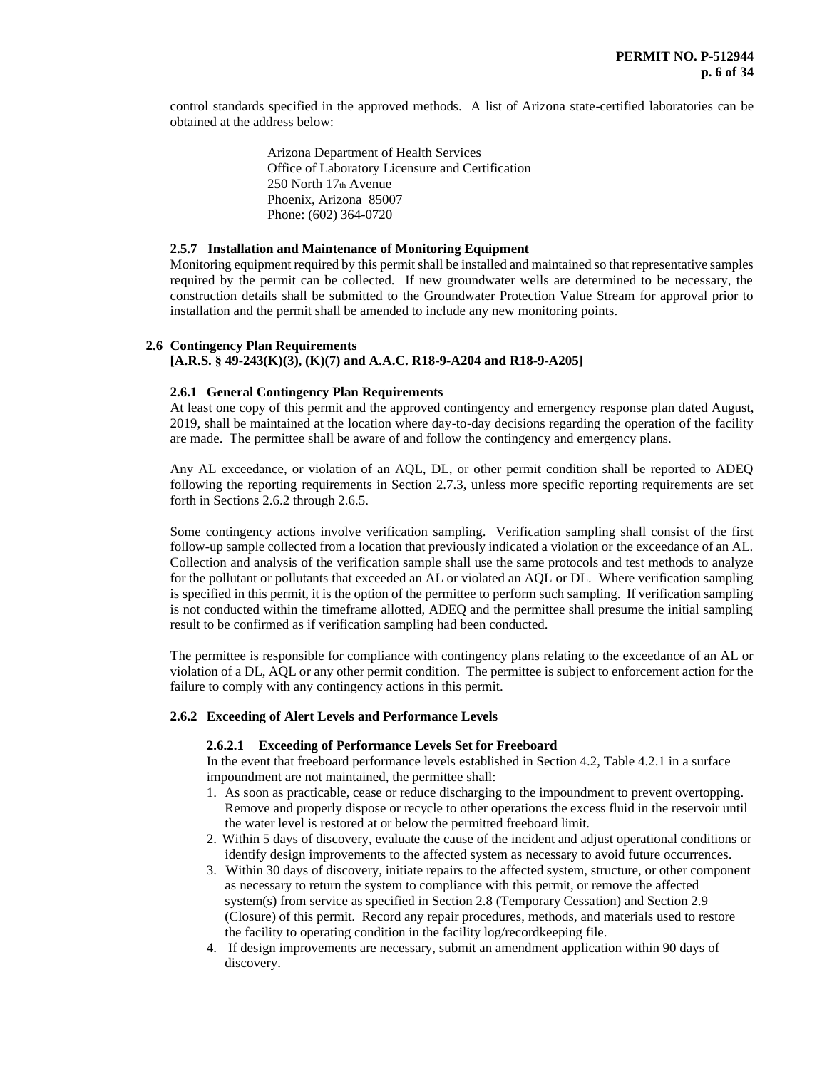control standards specified in the approved methods. A list of Arizona state-certified laboratories can be obtained at the address below:

> Arizona Department of Health Services
> Office of Laboratory Licensure and Certification
> 250 North 17th Avenue
> Phoenix, Arizona 85007
> Phone: (602) 364-0720

#### 2.5.7 Installation and Maintenance of Monitoring Equipment

Monitoring equipment required by this permit shall be installed and maintained so that representative samples required by the permit can be collected. If new groundwater wells are determined to be necessary, the construction details shall be submitted to the Groundwater Protection Value Stream for approval prior to installation and the permit shall be amended to include any new monitoring points.

### 2.6 Contingency Plan Requirements
**[A.R.S. § 49-243(K)(3), (K)(7) and A.A.C. R18-9-A204 and R18-9-A205]**

#### 2.6.1 General Contingency Plan Requirements

At least one copy of this permit and the approved contingency and emergency response plan dated August, 2019, shall be maintained at the location where day-to-day decisions regarding the operation of the facility are made. The permittee shall be aware of and follow the contingency and emergency plans.

Any AL exceedance, or violation of an AQL, DL, or other permit condition shall be reported to ADEQ following the reporting requirements in Section 2.7.3, unless more specific reporting requirements are set forth in Sections 2.6.2 through 2.6.5.

Some contingency actions involve verification sampling. Verification sampling shall consist of the first follow-up sample collected from a location that previously indicated a violation or the exceedance of an AL. Collection and analysis of the verification sample shall use the same protocols and test methods to analyze for the pollutant or pollutants that exceeded an AL or violated an AQL or DL. Where verification sampling is specified in this permit, it is the option of the permittee to perform such sampling. If verification sampling is not conducted within the timeframe allotted, ADEQ and the permittee shall presume the initial sampling result to be confirmed as if verification sampling had been conducted.

The permittee is responsible for compliance with contingency plans relating to the exceedance of an AL or violation of a DL, AQL or any other permit condition. The permittee is subject to enforcement action for the failure to comply with any contingency actions in this permit.

#### 2.6.2 Exceeding of Alert Levels and Performance Levels

##### 2.6.2.1 Exceeding of Performance Levels Set for Freeboard

In the event that freeboard performance levels established in Section 4.2, Table 4.2.1 in a surface impoundment are not maintained, the permittee shall:

1. As soon as practicable, cease or reduce discharging to the impoundment to prevent overtopping. Remove and properly dispose or recycle to other operations the excess fluid in the reservoir until the water level is restored at or below the permitted freeboard limit.
2. Within 5 days of discovery, evaluate the cause of the incident and adjust operational conditions or identify design improvements to the affected system as necessary to avoid future occurrences.
3. Within 30 days of discovery, initiate repairs to the affected system, structure, or other component as necessary to return the system to compliance with this permit, or remove the affected system(s) from service as specified in Section 2.8 (Temporary Cessation) and Section 2.9 (Closure) of this permit. Record any repair procedures, methods, and materials used to restore the facility to operating condition in the facility log/recordkeeping file.
4. If design improvements are necessary, submit an amendment application within 90 days of discovery.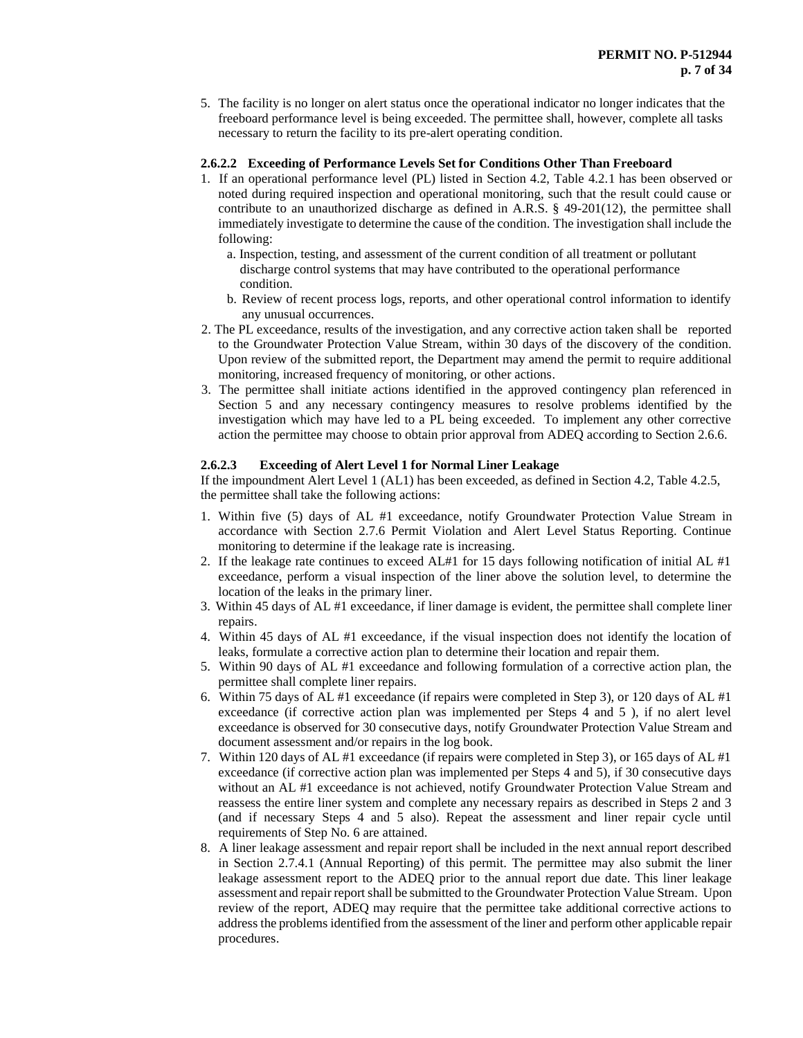5. The facility is no longer on alert status once the operational indicator no longer indicates that the freeboard performance level is being exceeded. The permittee shall, however, complete all tasks necessary to return the facility to its pre-alert operating condition.

#### 2.6.2.2 Exceeding of Performance Levels Set for Conditions Other Than Freeboard

1. If an operational performance level (PL) listed in Section 4.2, Table 4.2.1 has been observed or noted during required inspection and operational monitoring, such that the result could cause or contribute to an unauthorized discharge as defined in A.R.S. § 49-201(12), the permittee shall immediately investigate to determine the cause of the condition. The investigation shall include the following:
   a. Inspection, testing, and assessment of the current condition of all treatment or pollutant discharge control systems that may have contributed to the operational performance condition.
   b. Review of recent process logs, reports, and other operational control information to identify any unusual occurrences.
2. The PL exceedance, results of the investigation, and any corrective action taken shall be reported to the Groundwater Protection Value Stream, within 30 days of the discovery of the condition. Upon review of the submitted report, the Department may amend the permit to require additional monitoring, increased frequency of monitoring, or other actions.
3. The permittee shall initiate actions identified in the approved contingency plan referenced in Section 5 and any necessary contingency measures to resolve problems identified by the investigation which may have led to a PL being exceeded. To implement any other corrective action the permittee may choose to obtain prior approval from ADEQ according to Section 2.6.6.

#### 2.6.2.3 Exceeding of Alert Level 1 for Normal Liner Leakage

If the impoundment Alert Level 1 (AL1) has been exceeded, as defined in Section 4.2, Table 4.2.5, the permittee shall take the following actions:

1. Within five (5) days of AL #1 exceedance, notify Groundwater Protection Value Stream in accordance with Section 2.7.6 Permit Violation and Alert Level Status Reporting. Continue monitoring to determine if the leakage rate is increasing.
2. If the leakage rate continues to exceed AL#1 for 15 days following notification of initial AL #1 exceedance, perform a visual inspection of the liner above the solution level, to determine the location of the leaks in the primary liner.
3. Within 45 days of AL #1 exceedance, if liner damage is evident, the permittee shall complete liner repairs.
4. Within 45 days of AL #1 exceedance, if the visual inspection does not identify the location of leaks, formulate a corrective action plan to determine their location and repair them.
5. Within 90 days of AL #1 exceedance and following formulation of a corrective action plan, the permittee shall complete liner repairs.
6. Within 75 days of AL #1 exceedance (if repairs were completed in Step 3), or 120 days of AL #1 exceedance (if corrective action plan was implemented per Steps 4 and 5 ), if no alert level exceedance is observed for 30 consecutive days, notify Groundwater Protection Value Stream and document assessment and/or repairs in the log book.
7. Within 120 days of AL #1 exceedance (if repairs were completed in Step 3), or 165 days of AL #1 exceedance (if corrective action plan was implemented per Steps 4 and 5), if 30 consecutive days without an AL #1 exceedance is not achieved, notify Groundwater Protection Value Stream and reassess the entire liner system and complete any necessary repairs as described in Steps 2 and 3 (and if necessary Steps 4 and 5 also). Repeat the assessment and liner repair cycle until requirements of Step No. 6 are attained.
8. A liner leakage assessment and repair report shall be included in the next annual report described in Section 2.7.4.1 (Annual Reporting) of this permit. The permittee may also submit the liner leakage assessment report to the ADEQ prior to the annual report due date. This liner leakage assessment and repair report shall be submitted to the Groundwater Protection Value Stream. Upon review of the report, ADEQ may require that the permittee take additional corrective actions to address the problems identified from the assessment of the liner and perform other applicable repair procedures.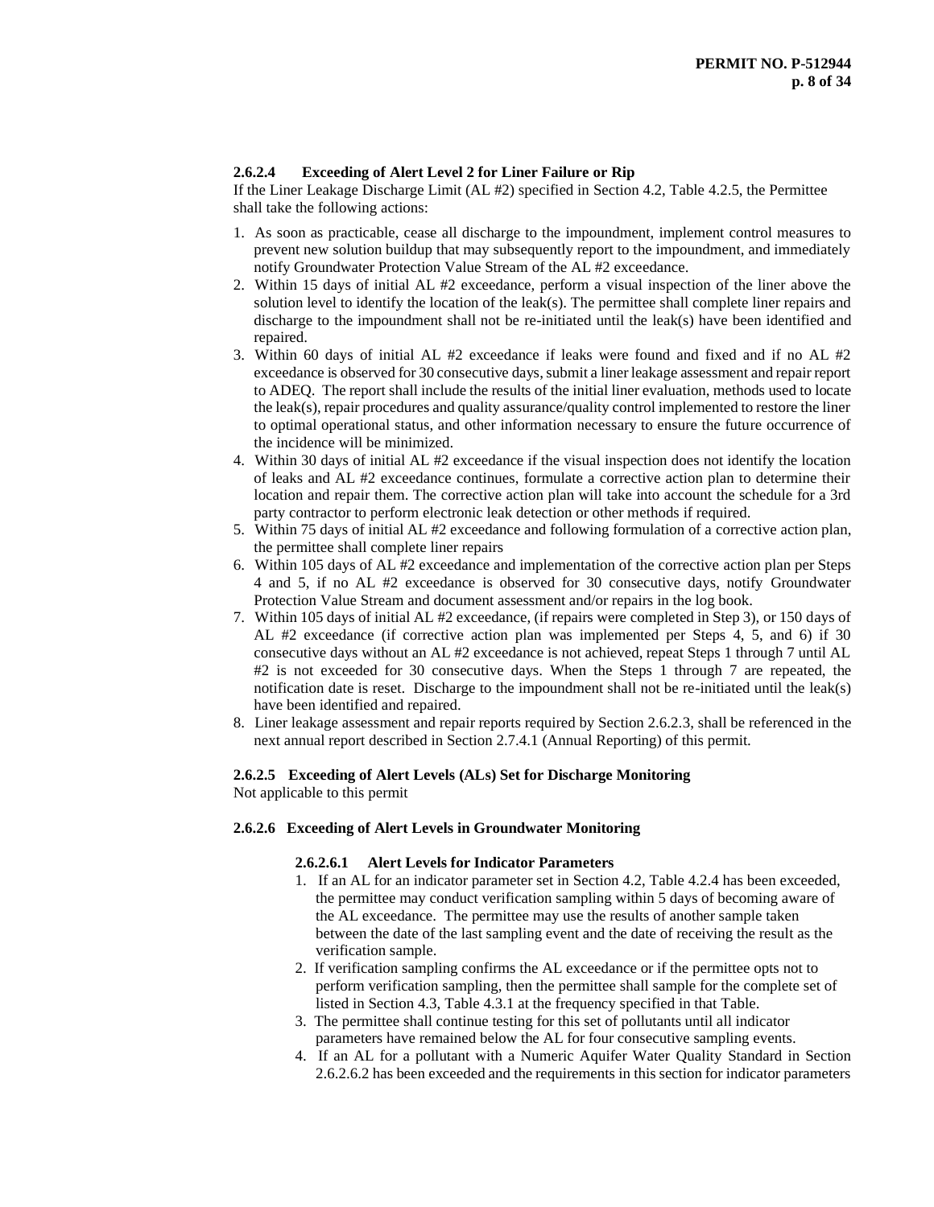#### 2.6.2.4 Exceeding of Alert Level 2 for Liner Failure or Rip

If the Liner Leakage Discharge Limit (AL #2) specified in Section 4.2, Table 4.2.5, the Permittee shall take the following actions:

1. As soon as practicable, cease all discharge to the impoundment, implement control measures to prevent new solution buildup that may subsequently report to the impoundment, and immediately notify Groundwater Protection Value Stream of the AL #2 exceedance.
2. Within 15 days of initial AL #2 exceedance, perform a visual inspection of the liner above the solution level to identify the location of the leak(s). The permittee shall complete liner repairs and discharge to the impoundment shall not be re-initiated until the leak(s) have been identified and repaired.
3. Within 60 days of initial AL #2 exceedance if leaks were found and fixed and if no AL #2 exceedance is observed for 30 consecutive days, submit a liner leakage assessment and repair report to ADEQ. The report shall include the results of the initial liner evaluation, methods used to locate the leak(s), repair procedures and quality assurance/quality control implemented to restore the liner to optimal operational status, and other information necessary to ensure the future occurrence of the incidence will be minimized.
4. Within 30 days of initial AL #2 exceedance if the visual inspection does not identify the location of leaks and AL #2 exceedance continues, formulate a corrective action plan to determine their location and repair them. The corrective action plan will take into account the schedule for a 3rd party contractor to perform electronic leak detection or other methods if required.
5. Within 75 days of initial AL #2 exceedance and following formulation of a corrective action plan, the permittee shall complete liner repairs
6. Within 105 days of AL #2 exceedance and implementation of the corrective action plan per Steps 4 and 5, if no AL #2 exceedance is observed for 30 consecutive days, notify Groundwater Protection Value Stream and document assessment and/or repairs in the log book.
7. Within 105 days of initial AL #2 exceedance, (if repairs were completed in Step 3), or 150 days of AL #2 exceedance (if corrective action plan was implemented per Steps 4, 5, and 6) if 30 consecutive days without an AL #2 exceedance is not achieved, repeat Steps 1 through 7 until AL #2 is not exceeded for 30 consecutive days. When the Steps 1 through 7 are repeated, the notification date is reset. Discharge to the impoundment shall not be re-initiated until the leak(s) have been identified and repaired.
8. Liner leakage assessment and repair reports required by Section 2.6.2.3, shall be referenced in the next annual report described in Section 2.7.4.1 (Annual Reporting) of this permit.

#### 2.6.2.5 Exceeding of Alert Levels (ALs) Set for Discharge Monitoring

Not applicable to this permit

#### 2.6.2.6 Exceeding of Alert Levels in Groundwater Monitoring

##### 2.6.2.6.1 Alert Levels for Indicator Parameters

1. If an AL for an indicator parameter set in Section 4.2, Table 4.2.4 has been exceeded, the permittee may conduct verification sampling within 5 days of becoming aware of the AL exceedance. The permittee may use the results of another sample taken between the date of the last sampling event and the date of receiving the result as the verification sample.
2. If verification sampling confirms the AL exceedance or if the permittee opts not to perform verification sampling, then the permittee shall sample for the complete set of listed in Section 4.3, Table 4.3.1 at the frequency specified in that Table.
3. The permittee shall continue testing for this set of pollutants until all indicator parameters have remained below the AL for four consecutive sampling events.
4. If an AL for a pollutant with a Numeric Aquifer Water Quality Standard in Section 2.6.2.6.2 has been exceeded and the requirements in this section for indicator parameters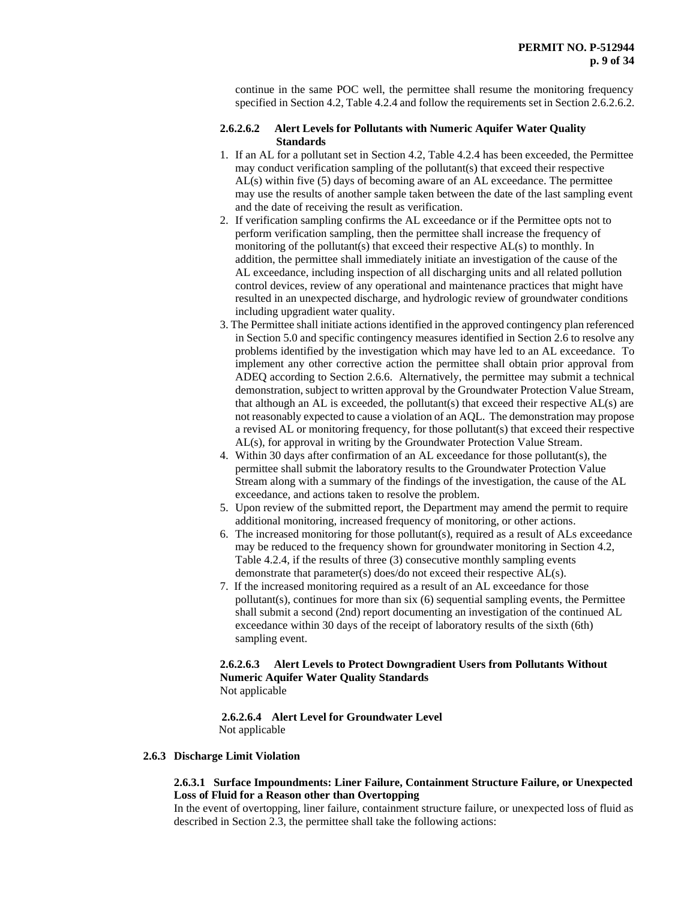continue in the same POC well, the permittee shall resume the monitoring frequency specified in Section 4.2, Table 4.2.4 and follow the requirements set in Section 2.6.2.6.2.

#### 2.6.2.6.2 Alert Levels for Pollutants with Numeric Aquifer Water Quality Standards

1. If an AL for a pollutant set in Section 4.2, Table 4.2.4 has been exceeded, the Permittee may conduct verification sampling of the pollutant(s) that exceed their respective AL(s) within five (5) days of becoming aware of an AL exceedance. The permittee may use the results of another sample taken between the date of the last sampling event and the date of receiving the result as verification.
2. If verification sampling confirms the AL exceedance or if the Permittee opts not to perform verification sampling, then the permittee shall increase the frequency of monitoring of the pollutant(s) that exceed their respective AL(s) to monthly. In addition, the permittee shall immediately initiate an investigation of the cause of the AL exceedance, including inspection of all discharging units and all related pollution control devices, review of any operational and maintenance practices that might have resulted in an unexpected discharge, and hydrologic review of groundwater conditions including upgradient water quality.
3. The Permittee shall initiate actions identified in the approved contingency plan referenced in Section 5.0 and specific contingency measures identified in Section 2.6 to resolve any problems identified by the investigation which may have led to an AL exceedance. To implement any other corrective action the permittee shall obtain prior approval from ADEQ according to Section 2.6.6. Alternatively, the permittee may submit a technical demonstration, subject to written approval by the Groundwater Protection Value Stream, that although an AL is exceeded, the pollutant(s) that exceed their respective AL(s) are not reasonably expected to cause a violation of an AQL. The demonstration may propose a revised AL or monitoring frequency, for those pollutant(s) that exceed their respective AL(s), for approval in writing by the Groundwater Protection Value Stream.
4. Within 30 days after confirmation of an AL exceedance for those pollutant(s), the permittee shall submit the laboratory results to the Groundwater Protection Value Stream along with a summary of the findings of the investigation, the cause of the AL exceedance, and actions taken to resolve the problem.
5. Upon review of the submitted report, the Department may amend the permit to require additional monitoring, increased frequency of monitoring, or other actions.
6. The increased monitoring for those pollutant(s), required as a result of ALs exceedance may be reduced to the frequency shown for groundwater monitoring in Section 4.2, Table 4.2.4, if the results of three (3) consecutive monthly sampling events demonstrate that parameter(s) does/do not exceed their respective AL(s).
7. If the increased monitoring required as a result of an AL exceedance for those pollutant(s), continues for more than six (6) sequential sampling events, the Permittee shall submit a second (2nd) report documenting an investigation of the continued AL exceedance within 30 days of the receipt of laboratory results of the sixth (6th) sampling event.

#### 2.6.2.6.3 Alert Levels to Protect Downgradient Users from Pollutants Without Numeric Aquifer Water Quality Standards

Not applicable

#### 2.6.2.6.4 Alert Level for Groundwater Level

Not applicable

### 2.6.3 Discharge Limit Violation

#### 2.6.3.1 Surface Impoundments: Liner Failure, Containment Structure Failure, or Unexpected Loss of Fluid for a Reason other than Overtopping

In the event of overtopping, liner failure, containment structure failure, or unexpected loss of fluid as described in Section 2.3, the permittee shall take the following actions: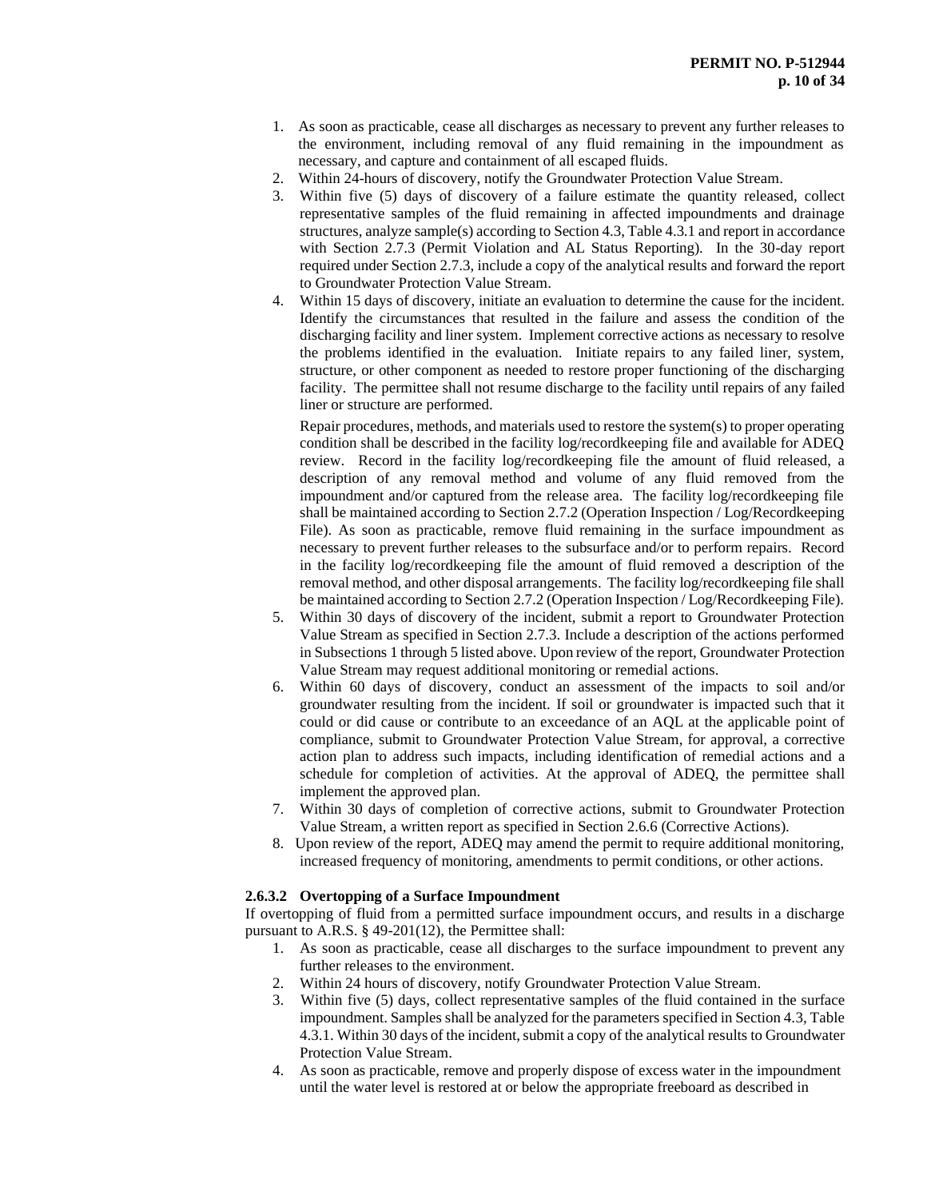1. As soon as practicable, cease all discharges as necessary to prevent any further releases to the environment, including removal of any fluid remaining in the impoundment as necessary, and capture and containment of all escaped fluids.
2. Within 24-hours of discovery, notify the Groundwater Protection Value Stream.
3. Within five (5) days of discovery of a failure estimate the quantity released, collect representative samples of the fluid remaining in affected impoundments and drainage structures, analyze sample(s) according to Section 4.3, Table 4.3.1 and report in accordance with Section 2.7.3 (Permit Violation and AL Status Reporting). In the 30-day report required under Section 2.7.3, include a copy of the analytical results and forward the report to Groundwater Protection Value Stream.
4. Within 15 days of discovery, initiate an evaluation to determine the cause for the incident. Identify the circumstances that resulted in the failure and assess the condition of the discharging facility and liner system. Implement corrective actions as necessary to resolve the problems identified in the evaluation. Initiate repairs to any failed liner, system, structure, or other component as needed to restore proper functioning of the discharging facility. The permittee shall not resume discharge to the facility until repairs of any failed liner or structure are performed.

   Repair procedures, methods, and materials used to restore the system(s) to proper operating condition shall be described in the facility log/recordkeeping file and available for ADEQ review. Record in the facility log/recordkeeping file the amount of fluid released, a description of any removal method and volume of any fluid removed from the impoundment and/or captured from the release area. The facility log/recordkeeping file shall be maintained according to Section 2.7.2 (Operation Inspection / Log/Recordkeeping File). As soon as practicable, remove fluid remaining in the surface impoundment as necessary to prevent further releases to the subsurface and/or to perform repairs. Record in the facility log/recordkeeping file the amount of fluid removed a description of the removal method, and other disposal arrangements. The facility log/recordkeeping file shall be maintained according to Section 2.7.2 (Operation Inspection / Log/Recordkeeping File).
5. Within 30 days of discovery of the incident, submit a report to Groundwater Protection Value Stream as specified in Section 2.7.3. Include a description of the actions performed in Subsections 1 through 5 listed above. Upon review of the report, Groundwater Protection Value Stream may request additional monitoring or remedial actions.
6. Within 60 days of discovery, conduct an assessment of the impacts to soil and/or groundwater resulting from the incident. If soil or groundwater is impacted such that it could or did cause or contribute to an exceedance of an AQL at the applicable point of compliance, submit to Groundwater Protection Value Stream, for approval, a corrective action plan to address such impacts, including identification of remedial actions and a schedule for completion of activities. At the approval of ADEQ, the permittee shall implement the approved plan.
7. Within 30 days of completion of corrective actions, submit to Groundwater Protection Value Stream, a written report as specified in Section 2.6.6 (Corrective Actions).
8. Upon review of the report, ADEQ may amend the permit to require additional monitoring, increased frequency of monitoring, amendments to permit conditions, or other actions.

#### 2.6.3.2 Overtopping of a Surface Impoundment

If overtopping of fluid from a permitted surface impoundment occurs, and results in a discharge pursuant to A.R.S. § 49-201(12), the Permittee shall:

1. As soon as practicable, cease all discharges to the surface impoundment to prevent any further releases to the environment.
2. Within 24 hours of discovery, notify Groundwater Protection Value Stream.
3. Within five (5) days, collect representative samples of the fluid contained in the surface impoundment. Samples shall be analyzed for the parameters specified in Section 4.3, Table 4.3.1. Within 30 days of the incident, submit a copy of the analytical results to Groundwater Protection Value Stream.
4. As soon as practicable, remove and properly dispose of excess water in the impoundment until the water level is restored at or below the appropriate freeboard as described in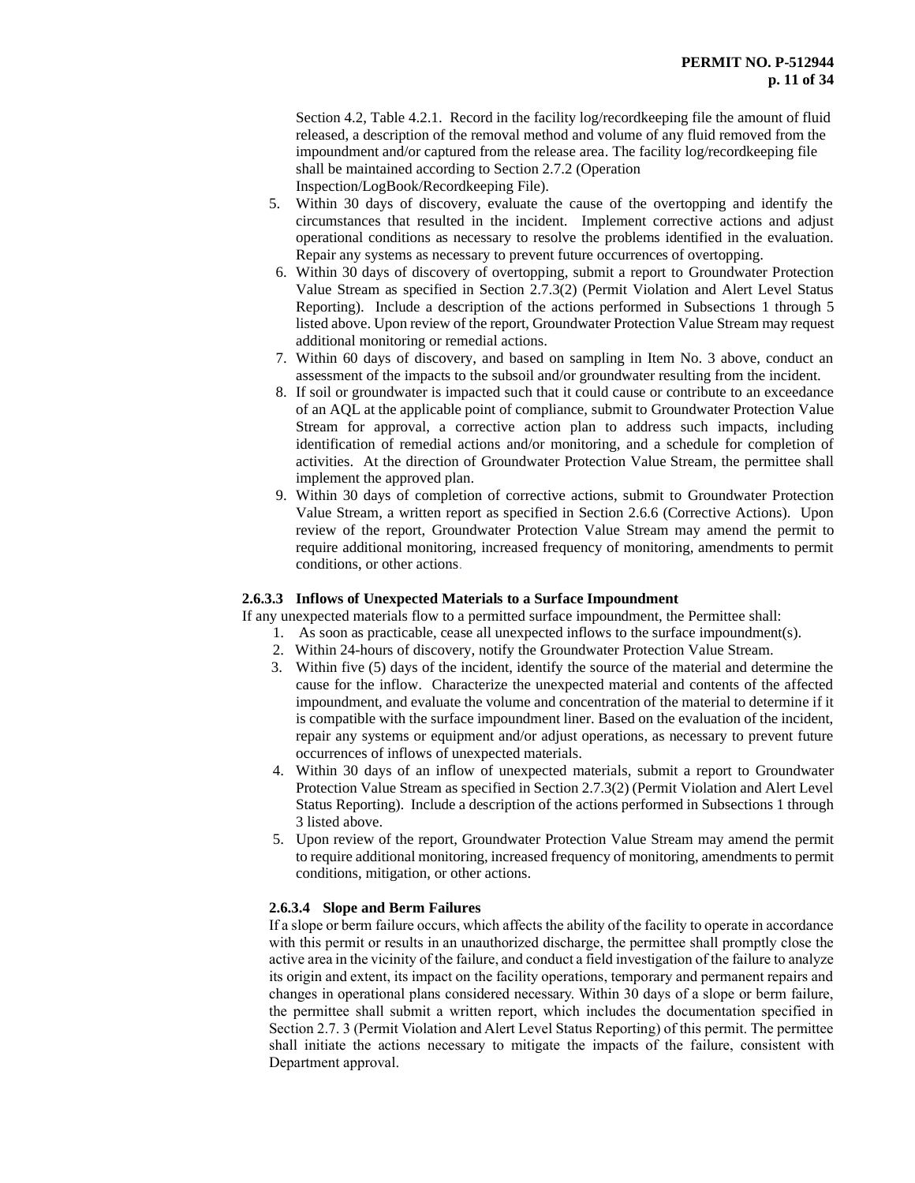Section 4.2, Table 4.2.1. Record in the facility log/recordkeeping file the amount of fluid released, a description of the removal method and volume of any fluid removed from the impoundment and/or captured from the release area. The facility log/recordkeeping file shall be maintained according to Section 2.7.2 (Operation Inspection/LogBook/Recordkeeping File).

5. Within 30 days of discovery, evaluate the cause of the overtopping and identify the circumstances that resulted in the incident. Implement corrective actions and adjust operational conditions as necessary to resolve the problems identified in the evaluation. Repair any systems as necessary to prevent future occurrences of overtopping.
6. Within 30 days of discovery of overtopping, submit a report to Groundwater Protection Value Stream as specified in Section 2.7.3(2) (Permit Violation and Alert Level Status Reporting). Include a description of the actions performed in Subsections 1 through 5 listed above. Upon review of the report, Groundwater Protection Value Stream may request additional monitoring or remedial actions.
7. Within 60 days of discovery, and based on sampling in Item No. 3 above, conduct an assessment of the impacts to the subsoil and/or groundwater resulting from the incident.
8. If soil or groundwater is impacted such that it could cause or contribute to an exceedance of an AQL at the applicable point of compliance, submit to Groundwater Protection Value Stream for approval, a corrective action plan to address such impacts, including identification of remedial actions and/or monitoring, and a schedule for completion of activities. At the direction of Groundwater Protection Value Stream, the permittee shall implement the approved plan.
9. Within 30 days of completion of corrective actions, submit to Groundwater Protection Value Stream, a written report as specified in Section 2.6.6 (Corrective Actions). Upon review of the report, Groundwater Protection Value Stream may amend the permit to require additional monitoring, increased frequency of monitoring, amendments to permit conditions, or other actions.

#### 2.6.3.3 Inflows of Unexpected Materials to a Surface Impoundment

If any unexpected materials flow to a permitted surface impoundment, the Permittee shall:

1. As soon as practicable, cease all unexpected inflows to the surface impoundment(s).
2. Within 24-hours of discovery, notify the Groundwater Protection Value Stream.
3. Within five (5) days of the incident, identify the source of the material and determine the cause for the inflow. Characterize the unexpected material and contents of the affected impoundment, and evaluate the volume and concentration of the material to determine if it is compatible with the surface impoundment liner. Based on the evaluation of the incident, repair any systems or equipment and/or adjust operations, as necessary to prevent future occurrences of inflows of unexpected materials.
4. Within 30 days of an inflow of unexpected materials, submit a report to Groundwater Protection Value Stream as specified in Section 2.7.3(2) (Permit Violation and Alert Level Status Reporting). Include a description of the actions performed in Subsections 1 through 3 listed above.
5. Upon review of the report, Groundwater Protection Value Stream may amend the permit to require additional monitoring, increased frequency of monitoring, amendments to permit conditions, mitigation, or other actions.

#### 2.6.3.4 Slope and Berm Failures

If a slope or berm failure occurs, which affects the ability of the facility to operate in accordance with this permit or results in an unauthorized discharge, the permittee shall promptly close the active area in the vicinity of the failure, and conduct a field investigation of the failure to analyze its origin and extent, its impact on the facility operations, temporary and permanent repairs and changes in operational plans considered necessary. Within 30 days of a slope or berm failure, the permittee shall submit a written report, which includes the documentation specified in Section 2.7. 3 (Permit Violation and Alert Level Status Reporting) of this permit. The permittee shall initiate the actions necessary to mitigate the impacts of the failure, consistent with Department approval.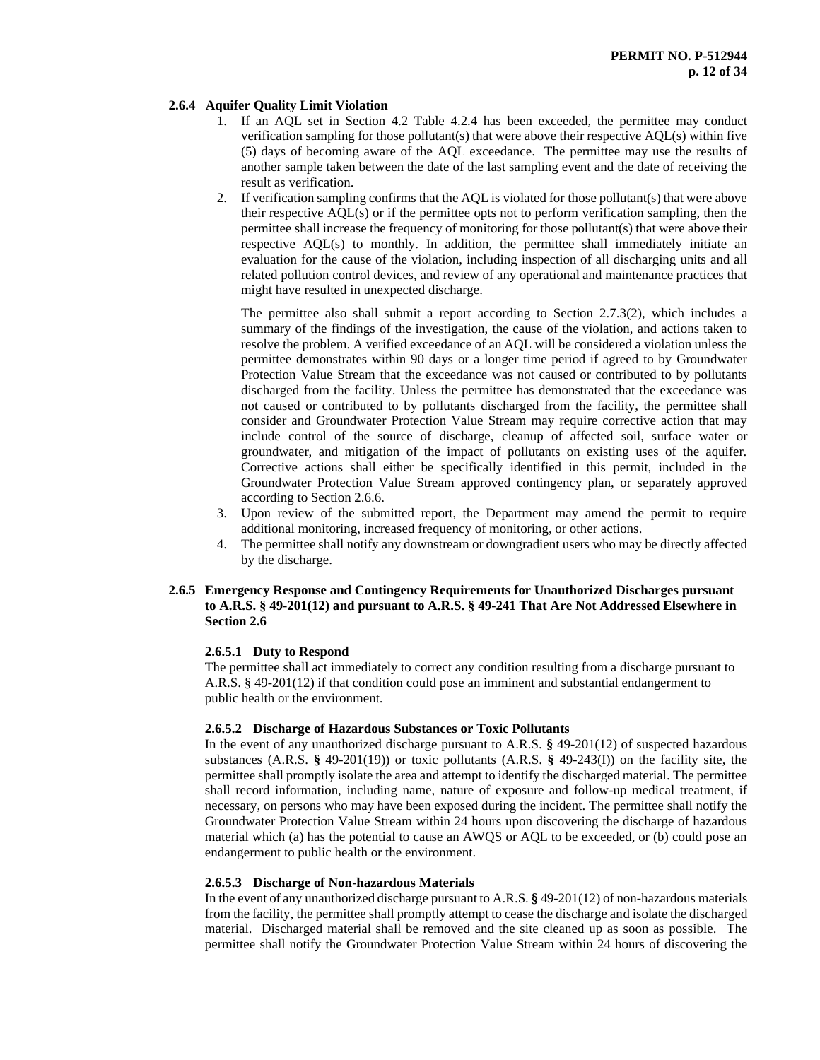### 2.6.4 Aquifer Quality Limit Violation

1. If an AQL set in Section 4.2 Table 4.2.4 has been exceeded, the permittee may conduct verification sampling for those pollutant(s) that were above their respective AQL(s) within five (5) days of becoming aware of the AQL exceedance. The permittee may use the results of another sample taken between the date of the last sampling event and the date of receiving the result as verification.
2. If verification sampling confirms that the AQL is violated for those pollutant(s) that were above their respective AQL(s) or if the permittee opts not to perform verification sampling, then the permittee shall increase the frequency of monitoring for those pollutant(s) that were above their respective AQL(s) to monthly. In addition, the permittee shall immediately initiate an evaluation for the cause of the violation, including inspection of all discharging units and all related pollution control devices, and review of any operational and maintenance practices that might have resulted in unexpected discharge.

   The permittee also shall submit a report according to Section 2.7.3(2), which includes a summary of the findings of the investigation, the cause of the violation, and actions taken to resolve the problem. A verified exceedance of an AQL will be considered a violation unless the permittee demonstrates within 90 days or a longer time period if agreed to by Groundwater Protection Value Stream that the exceedance was not caused or contributed to by pollutants discharged from the facility. Unless the permittee has demonstrated that the exceedance was not caused or contributed to by pollutants discharged from the facility, the permittee shall consider and Groundwater Protection Value Stream may require corrective action that may include control of the source of discharge, cleanup of affected soil, surface water or groundwater, and mitigation of the impact of pollutants on existing uses of the aquifer. Corrective actions shall either be specifically identified in this permit, included in the Groundwater Protection Value Stream approved contingency plan, or separately approved according to Section 2.6.6.
3. Upon review of the submitted report, the Department may amend the permit to require additional monitoring, increased frequency of monitoring, or other actions.
4. The permittee shall notify any downstream or downgradient users who may be directly affected by the discharge.

### 2.6.5 Emergency Response and Contingency Requirements for Unauthorized Discharges pursuant to A.R.S. § 49-201(12) and pursuant to A.R.S. § 49-241 That Are Not Addressed Elsewhere in Section 2.6

#### 2.6.5.1 Duty to Respond

The permittee shall act immediately to correct any condition resulting from a discharge pursuant to A.R.S. § 49-201(12) if that condition could pose an imminent and substantial endangerment to public health or the environment.

#### 2.6.5.2 Discharge of Hazardous Substances or Toxic Pollutants

In the event of any unauthorized discharge pursuant to A.R.S. **§** 49-201(12) of suspected hazardous substances (A.R.S. **§** 49-201(19)) or toxic pollutants (A.R.S. **§** 49-243(I)) on the facility site, the permittee shall promptly isolate the area and attempt to identify the discharged material. The permittee shall record information, including name, nature of exposure and follow-up medical treatment, if necessary, on persons who may have been exposed during the incident. The permittee shall notify the Groundwater Protection Value Stream within 24 hours upon discovering the discharge of hazardous material which (a) has the potential to cause an AWQS or AQL to be exceeded, or (b) could pose an endangerment to public health or the environment.

#### 2.6.5.3 Discharge of Non-hazardous Materials

In the event of any unauthorized discharge pursuant to A.R.S. **§** 49-201(12) of non-hazardous materials from the facility, the permittee shall promptly attempt to cease the discharge and isolate the discharged material. Discharged material shall be removed and the site cleaned up as soon as possible. The permittee shall notify the Groundwater Protection Value Stream within 24 hours of discovering the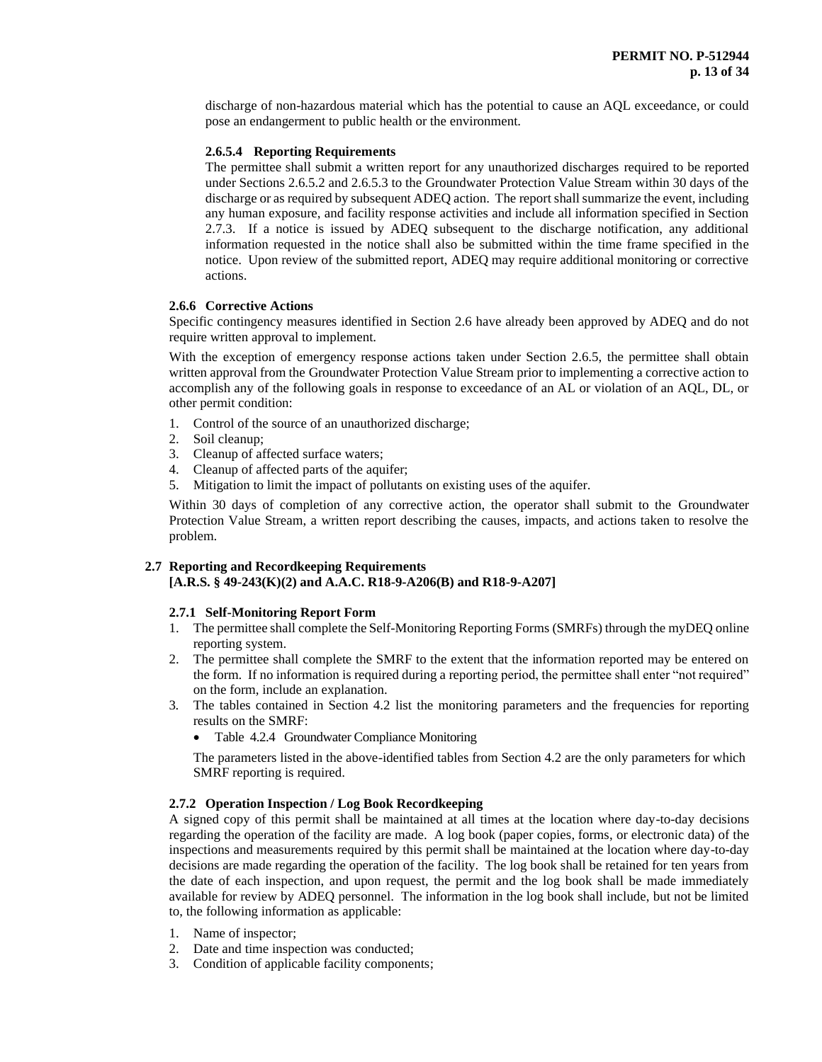discharge of non-hazardous material which has the potential to cause an AQL exceedance, or could pose an endangerment to public health or the environment.

#### 2.6.5.4 Reporting Requirements

The permittee shall submit a written report for any unauthorized discharges required to be reported under Sections 2.6.5.2 and 2.6.5.3 to the Groundwater Protection Value Stream within 30 days of the discharge or as required by subsequent ADEQ action. The report shall summarize the event, including any human exposure, and facility response activities and include all information specified in Section 2.7.3. If a notice is issued by ADEQ subsequent to the discharge notification, any additional information requested in the notice shall also be submitted within the time frame specified in the notice. Upon review of the submitted report, ADEQ may require additional monitoring or corrective actions.

### 2.6.6 Corrective Actions

Specific contingency measures identified in Section 2.6 have already been approved by ADEQ and do not require written approval to implement.

With the exception of emergency response actions taken under Section 2.6.5, the permittee shall obtain written approval from the Groundwater Protection Value Stream prior to implementing a corrective action to accomplish any of the following goals in response to exceedance of an AL or violation of an AQL, DL, or other permit condition:

1. Control of the source of an unauthorized discharge;
2. Soil cleanup;
3. Cleanup of affected surface waters;
4. Cleanup of affected parts of the aquifer;
5. Mitigation to limit the impact of pollutants on existing uses of the aquifer.

Within 30 days of completion of any corrective action, the operator shall submit to the Groundwater Protection Value Stream, a written report describing the causes, impacts, and actions taken to resolve the problem.

## 2.7 Reporting and Recordkeeping Requirements [A.R.S. § 49-243(K)(2) and A.A.C. R18-9-A206(B) and R18-9-A207]

### 2.7.1 Self-Monitoring Report Form

1. The permittee shall complete the Self-Monitoring Reporting Forms (SMRFs) through the myDEQ online reporting system.
2. The permittee shall complete the SMRF to the extent that the information reported may be entered on the form. If no information is required during a reporting period, the permittee shall enter "not required" on the form, include an explanation.
3. The tables contained in Section 4.2 list the monitoring parameters and the frequencies for reporting results on the SMRF:
   - Table 4.2.4 Groundwater Compliance Monitoring

   The parameters listed in the above-identified tables from Section 4.2 are the only parameters for which SMRF reporting is required.

### 2.7.2 Operation Inspection / Log Book Recordkeeping

A signed copy of this permit shall be maintained at all times at the location where day-to-day decisions regarding the operation of the facility are made. A log book (paper copies, forms, or electronic data) of the inspections and measurements required by this permit shall be maintained at the location where day-to-day decisions are made regarding the operation of the facility. The log book shall be retained for ten years from the date of each inspection, and upon request, the permit and the log book shall be made immediately available for review by ADEQ personnel. The information in the log book shall include, but not be limited to, the following information as applicable:

1. Name of inspector;
2. Date and time inspection was conducted;
3. Condition of applicable facility components;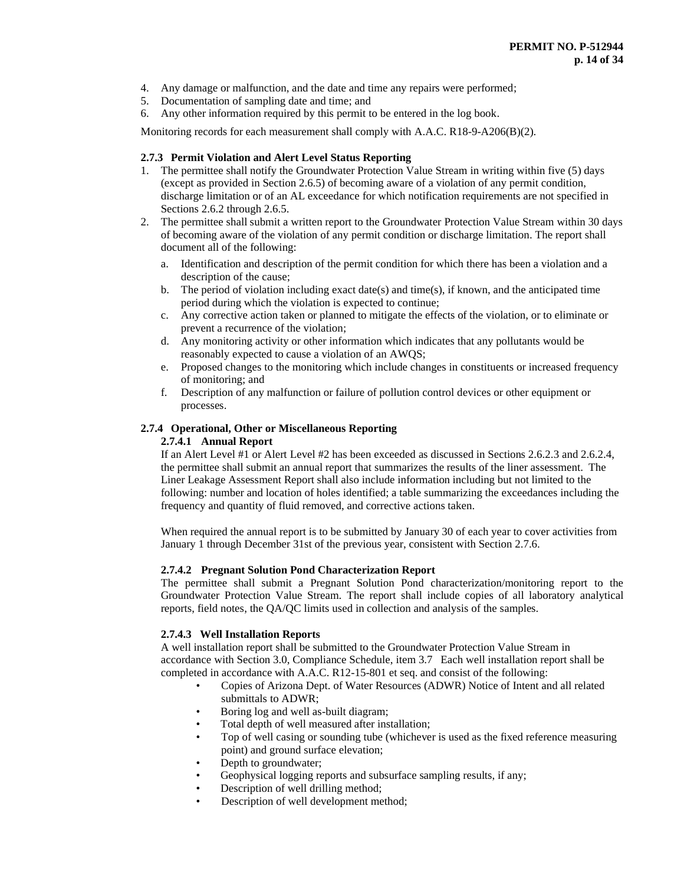4. Any damage or malfunction, and the date and time any repairs were performed;
5. Documentation of sampling date and time; and
6. Any other information required by this permit to be entered in the log book.

Monitoring records for each measurement shall comply with A.A.C. R18-9-A206(B)(2).

### 2.7.3 Permit Violation and Alert Level Status Reporting

1. The permittee shall notify the Groundwater Protection Value Stream in writing within five (5) days (except as provided in Section 2.6.5) of becoming aware of a violation of any permit condition, discharge limitation or of an AL exceedance for which notification requirements are not specified in Sections 2.6.2 through 2.6.5.
2. The permittee shall submit a written report to the Groundwater Protection Value Stream within 30 days of becoming aware of the violation of any permit condition or discharge limitation. The report shall document all of the following:
   a. Identification and description of the permit condition for which there has been a violation and a description of the cause;
   b. The period of violation including exact date(s) and time(s), if known, and the anticipated time period during which the violation is expected to continue;
   c. Any corrective action taken or planned to mitigate the effects of the violation, or to eliminate or prevent a recurrence of the violation;
   d. Any monitoring activity or other information which indicates that any pollutants would be reasonably expected to cause a violation of an AWQS;
   e. Proposed changes to the monitoring which include changes in constituents or increased frequency of monitoring; and
   f. Description of any malfunction or failure of pollution control devices or other equipment or processes.

### 2.7.4 Operational, Other or Miscellaneous Reporting

#### 2.7.4.1 Annual Report

If an Alert Level #1 or Alert Level #2 has been exceeded as discussed in Sections 2.6.2.3 and 2.6.2.4, the permittee shall submit an annual report that summarizes the results of the liner assessment. The Liner Leakage Assessment Report shall also include information including but not limited to the following: number and location of holes identified; a table summarizing the exceedances including the frequency and quantity of fluid removed, and corrective actions taken.

When required the annual report is to be submitted by January 30 of each year to cover activities from January 1 through December 31st of the previous year, consistent with Section 2.7.6.

#### 2.7.4.2 Pregnant Solution Pond Characterization Report

The permittee shall submit a Pregnant Solution Pond characterization/monitoring report to the Groundwater Protection Value Stream. The report shall include copies of all laboratory analytical reports, field notes, the QA/QC limits used in collection and analysis of the samples.

#### 2.7.4.3 Well Installation Reports

A well installation report shall be submitted to the Groundwater Protection Value Stream in accordance with Section 3.0, Compliance Schedule, item 3.7 Each well installation report shall be completed in accordance with A.A.C. R12-15-801 et seq. and consist of the following:

- Copies of Arizona Dept. of Water Resources (ADWR) Notice of Intent and all related submittals to ADWR;
- Boring log and well as-built diagram;
- Total depth of well measured after installation;
- Top of well casing or sounding tube (whichever is used as the fixed reference measuring point) and ground surface elevation;
- Depth to groundwater;
- Geophysical logging reports and subsurface sampling results, if any;
- Description of well drilling method;
- Description of well development method;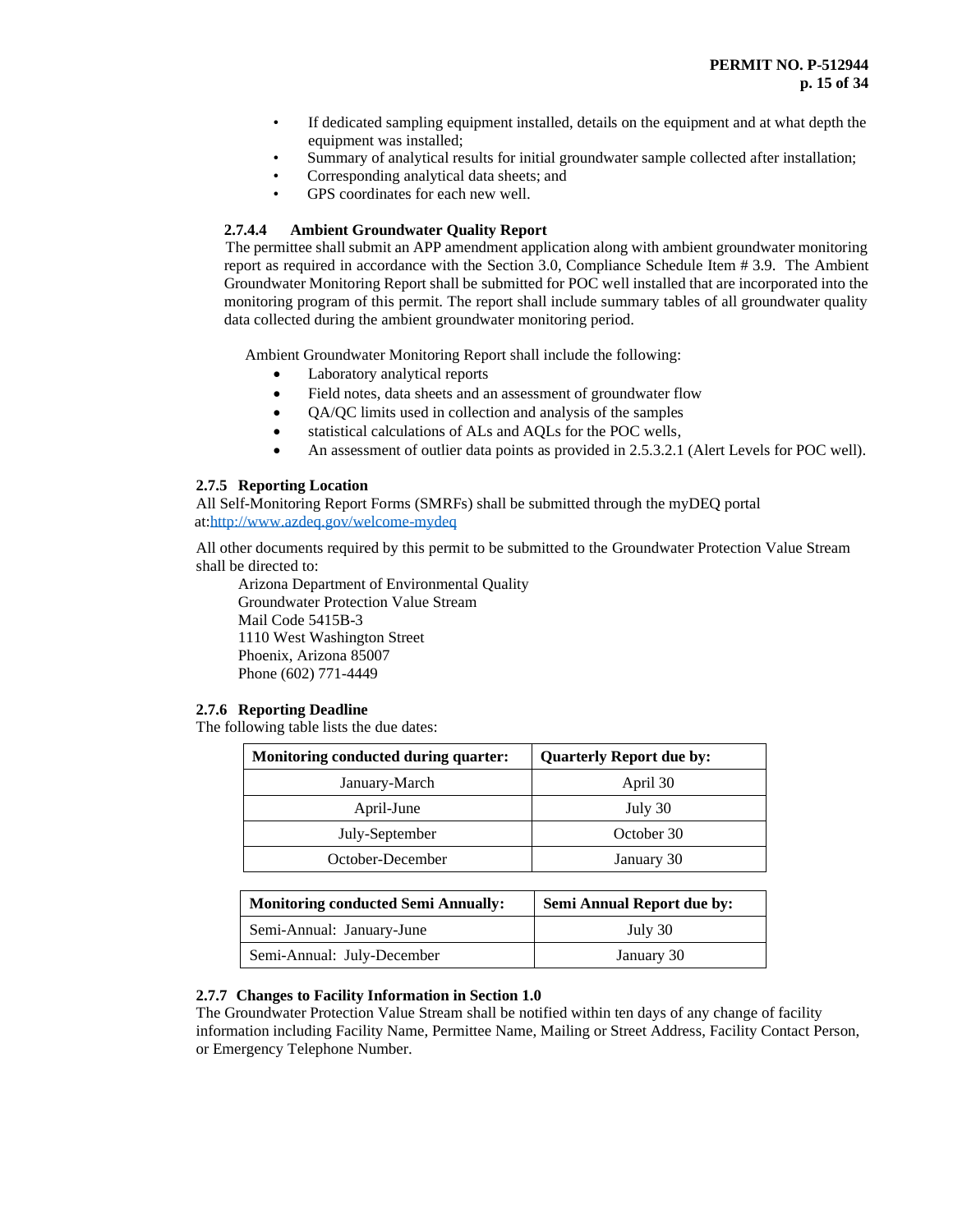- If dedicated sampling equipment installed, details on the equipment and at what depth the equipment was installed;
- Summary of analytical results for initial groundwater sample collected after installation;
- Corresponding analytical data sheets; and
- GPS coordinates for each new well.

#### 2.7.4.4 Ambient Groundwater Quality Report

The permittee shall submit an APP amendment application along with ambient groundwater monitoring report as required in accordance with the Section 3.0, Compliance Schedule Item # 3.9. The Ambient Groundwater Monitoring Report shall be submitted for POC well installed that are incorporated into the monitoring program of this permit. The report shall include summary tables of all groundwater quality data collected during the ambient groundwater monitoring period.

Ambient Groundwater Monitoring Report shall include the following:

- Laboratory analytical reports
- Field notes, data sheets and an assessment of groundwater flow
- QA/QC limits used in collection and analysis of the samples
- statistical calculations of ALs and AQLs for the POC wells,
- An assessment of outlier data points as provided in 2.5.3.2.1 (Alert Levels for POC well).

### 2.7.5 Reporting Location

All Self-Monitoring Report Forms (SMRFs) shall be submitted through the myDEQ portal at:http://www.azdeq.gov/welcome-mydeq

All other documents required by this permit to be submitted to the Groundwater Protection Value Stream shall be directed to:

Arizona Department of Environmental Quality
Groundwater Protection Value Stream
Mail Code 5415B-3
1110 West Washington Street
Phoenix, Arizona 85007
Phone (602) 771-4449

### 2.7.6 Reporting Deadline

The following table lists the due dates:

| Monitoring conducted during quarter: | Quarterly Report due by: |
|---|---|
| January-March | April 30 |
| April-June | July 30 |
| July-September | October 30 |
| October-December | January 30 |

| Monitoring conducted Semi Annually: | Semi Annual Report due by: |
|---|---|
| Semi-Annual: January-June | July 30 |
| Semi-Annual: July-December | January 30 |

### 2.7.7 Changes to Facility Information in Section 1.0

The Groundwater Protection Value Stream shall be notified within ten days of any change of facility information including Facility Name, Permittee Name, Mailing or Street Address, Facility Contact Person, or Emergency Telephone Number.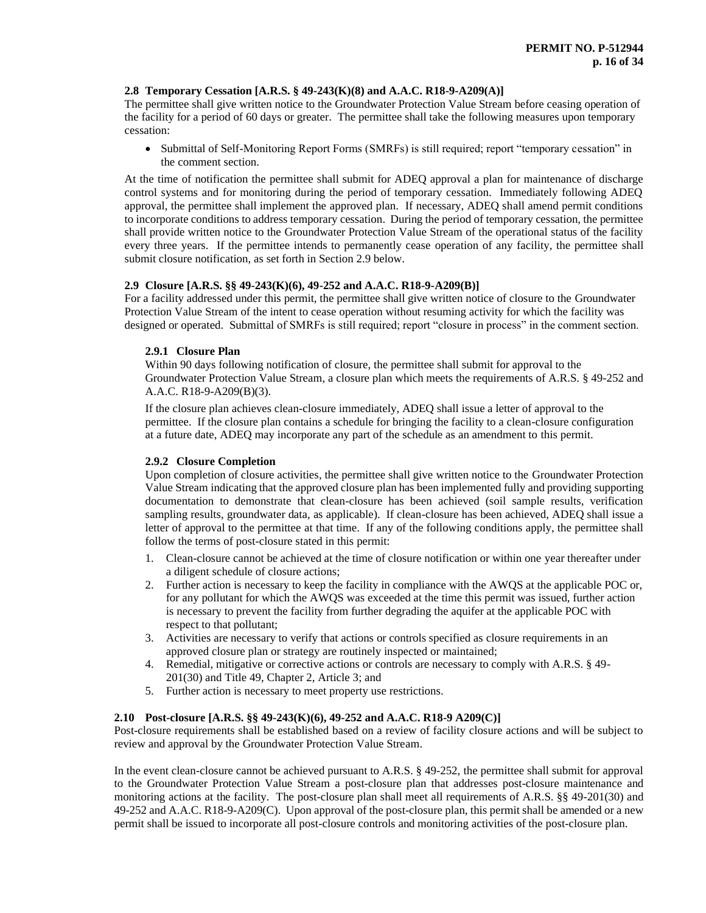### 2.8 Temporary Cessation [A.R.S. § 49-243(K)(8) and A.A.C. R18-9-A209(A)]

The permittee shall give written notice to the Groundwater Protection Value Stream before ceasing operation of the facility for a period of 60 days or greater. The permittee shall take the following measures upon temporary cessation:

- Submittal of Self-Monitoring Report Forms (SMRFs) is still required; report "temporary cessation" in the comment section.

At the time of notification the permittee shall submit for ADEQ approval a plan for maintenance of discharge control systems and for monitoring during the period of temporary cessation. Immediately following ADEQ approval, the permittee shall implement the approved plan. If necessary, ADEQ shall amend permit conditions to incorporate conditions to address temporary cessation. During the period of temporary cessation, the permittee shall provide written notice to the Groundwater Protection Value Stream of the operational status of the facility every three years. If the permittee intends to permanently cease operation of any facility, the permittee shall submit closure notification, as set forth in Section 2.9 below.

### 2.9 Closure [A.R.S. §§ 49-243(K)(6), 49-252 and A.A.C. R18-9-A209(B)]

For a facility addressed under this permit, the permittee shall give written notice of closure to the Groundwater Protection Value Stream of the intent to cease operation without resuming activity for which the facility was designed or operated. Submittal of SMRFs is still required; report "closure in process" in the comment section.

#### 2.9.1 Closure Plan

Within 90 days following notification of closure, the permittee shall submit for approval to the Groundwater Protection Value Stream, a closure plan which meets the requirements of A.R.S. § 49-252 and A.A.C. R18-9-A209(B)(3).

If the closure plan achieves clean-closure immediately, ADEQ shall issue a letter of approval to the permittee. If the closure plan contains a schedule for bringing the facility to a clean-closure configuration at a future date, ADEQ may incorporate any part of the schedule as an amendment to this permit.

#### 2.9.2 Closure Completion

Upon completion of closure activities, the permittee shall give written notice to the Groundwater Protection Value Stream indicating that the approved closure plan has been implemented fully and providing supporting documentation to demonstrate that clean-closure has been achieved (soil sample results, verification sampling results, groundwater data, as applicable). If clean-closure has been achieved, ADEQ shall issue a letter of approval to the permittee at that time. If any of the following conditions apply, the permittee shall follow the terms of post-closure stated in this permit:

1. Clean-closure cannot be achieved at the time of closure notification or within one year thereafter under a diligent schedule of closure actions;
2. Further action is necessary to keep the facility in compliance with the AWQS at the applicable POC or, for any pollutant for which the AWQS was exceeded at the time this permit was issued, further action is necessary to prevent the facility from further degrading the aquifer at the applicable POC with respect to that pollutant;
3. Activities are necessary to verify that actions or controls specified as closure requirements in an approved closure plan or strategy are routinely inspected or maintained;
4. Remedial, mitigative or corrective actions or controls are necessary to comply with A.R.S. § 49-201(30) and Title 49, Chapter 2, Article 3; and
5. Further action is necessary to meet property use restrictions.

### 2.10 Post-closure [A.R.S. §§ 49-243(K)(6), 49-252 and A.A.C. R18-9 A209(C)]

Post-closure requirements shall be established based on a review of facility closure actions and will be subject to review and approval by the Groundwater Protection Value Stream.

In the event clean-closure cannot be achieved pursuant to A.R.S. § 49-252, the permittee shall submit for approval to the Groundwater Protection Value Stream a post-closure plan that addresses post-closure maintenance and monitoring actions at the facility. The post-closure plan shall meet all requirements of A.R.S. §§ 49-201(30) and 49-252 and A.A.C. R18-9-A209(C). Upon approval of the post-closure plan, this permit shall be amended or a new permit shall be issued to incorporate all post-closure controls and monitoring activities of the post-closure plan.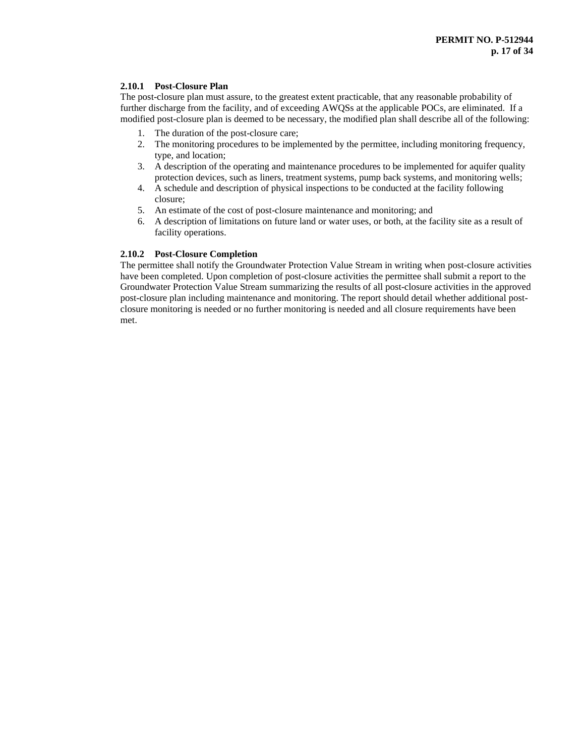### 2.10.1 Post-Closure Plan

The post-closure plan must assure, to the greatest extent practicable, that any reasonable probability of further discharge from the facility, and of exceeding AWQSs at the applicable POCs, are eliminated. If a modified post-closure plan is deemed to be necessary, the modified plan shall describe all of the following:

1. The duration of the post-closure care;
2. The monitoring procedures to be implemented by the permittee, including monitoring frequency, type, and location;
3. A description of the operating and maintenance procedures to be implemented for aquifer quality protection devices, such as liners, treatment systems, pump back systems, and monitoring wells;
4. A schedule and description of physical inspections to be conducted at the facility following closure;
5. An estimate of the cost of post-closure maintenance and monitoring; and
6. A description of limitations on future land or water uses, or both, at the facility site as a result of facility operations.

### 2.10.2 Post-Closure Completion

The permittee shall notify the Groundwater Protection Value Stream in writing when post-closure activities have been completed. Upon completion of post-closure activities the permittee shall submit a report to the Groundwater Protection Value Stream summarizing the results of all post-closure activities in the approved post-closure plan including maintenance and monitoring. The report should detail whether additional post-closure monitoring is needed or no further monitoring is needed and all closure requirements have been met.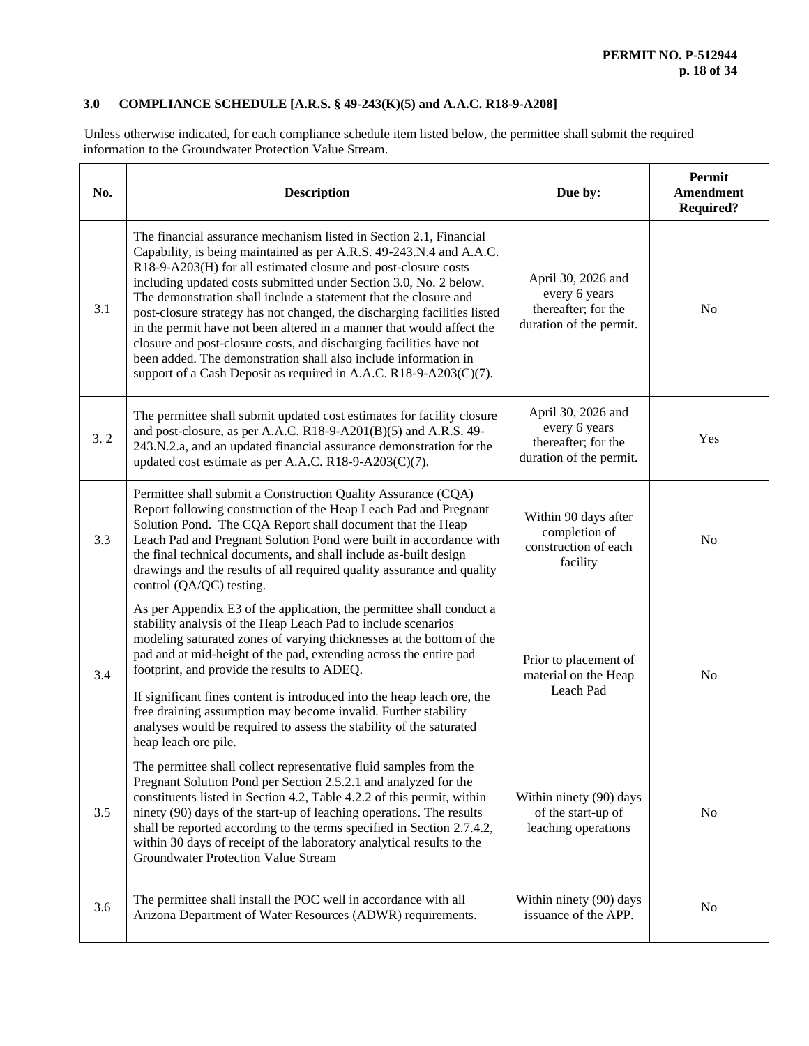## 3.0 COMPLIANCE SCHEDULE [A.R.S. § 49-243(K)(5) and A.A.C. R18-9-A208]

Unless otherwise indicated, for each compliance schedule item listed below, the permittee shall submit the required information to the Groundwater Protection Value Stream.

| No. | Description | Due by: | Permit Amendment Required? |
|---|---|---|---|
| 3.1 | The financial assurance mechanism listed in Section 2.1, Financial Capability, is being maintained as per A.R.S. 49-243.N.4 and A.A.C. R18-9-A203(H) for all estimated closure and post-closure costs including updated costs submitted under Section 3.0, No. 2 below. The demonstration shall include a statement that the closure and post-closure strategy has not changed, the discharging facilities listed in the permit have not been altered in a manner that would affect the closure and post-closure costs, and discharging facilities have not been added. The demonstration shall also include information in support of a Cash Deposit as required in A.A.C. R18-9-A203(C)(7). | April 30, 2026 and every 6 years thereafter; for the duration of the permit. | No |
| 3. 2 | The permittee shall submit updated cost estimates for facility closure and post-closure, as per A.A.C. R18-9-A201(B)(5) and A.R.S. 49-243.N.2.a, and an updated financial assurance demonstration for the updated cost estimate as per A.A.C. R18-9-A203(C)(7). | April 30, 2026 and every 6 years thereafter; for the duration of the permit. | Yes |
| 3.3 | Permittee shall submit a Construction Quality Assurance (CQA) Report following construction of the Heap Leach Pad and Pregnant Solution Pond. The CQA Report shall document that the Heap Leach Pad and Pregnant Solution Pond were built in accordance with the final technical documents, and shall include as-built design drawings and the results of all required quality assurance and quality control (QA/QC) testing. | Within 90 days after completion of construction of each facility | No |
| 3.4 | As per Appendix E3 of the application, the permittee shall conduct a stability analysis of the Heap Leach Pad to include scenarios modeling saturated zones of varying thicknesses at the bottom of the pad and at mid-height of the pad, extending across the entire pad footprint, and provide the results to ADEQ.<br><br>If significant fines content is introduced into the heap leach ore, the free draining assumption may become invalid. Further stability analyses would be required to assess the stability of the saturated heap leach ore pile. | Prior to placement of material on the Heap Leach Pad | No |
| 3.5 | The permittee shall collect representative fluid samples from the Pregnant Solution Pond per Section 2.5.2.1 and analyzed for the constituents listed in Section 4.2, Table 4.2.2 of this permit, within ninety (90) days of the start-up of leaching operations. The results shall be reported according to the terms specified in Section 2.7.4.2, within 30 days of receipt of the laboratory analytical results to the Groundwater Protection Value Stream | Within ninety (90) days of the start-up of leaching operations | No |
| 3.6 | The permittee shall install the POC well in accordance with all Arizona Department of Water Resources (ADWR) requirements. | Within ninety (90) days issuance of the APP. | No |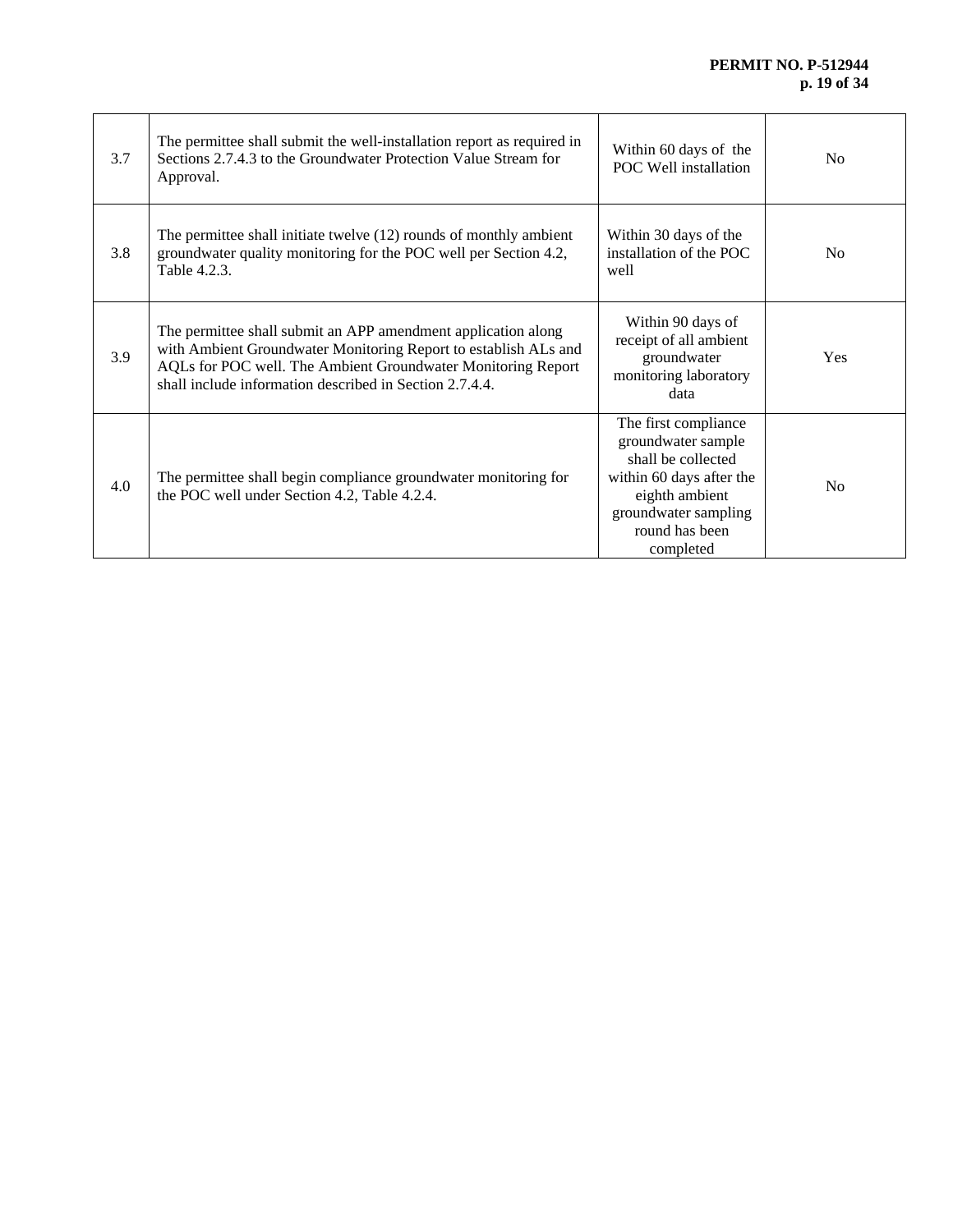| | | | |
|---|---|---|---|
| 3.7 | The permittee shall submit the well-installation report as required in Sections 2.7.4.3 to the Groundwater Protection Value Stream for Approval. | Within 60 days of the POC Well installation | No |
| 3.8 | The permittee shall initiate twelve (12) rounds of monthly ambient groundwater quality monitoring for the POC well per Section 4.2, Table 4.2.3. | Within 30 days of the installation of the POC well | No |
| 3.9 | The permittee shall submit an APP amendment application along with Ambient Groundwater Monitoring Report to establish ALs and AQLs for POC well. The Ambient Groundwater Monitoring Report shall include information described in Section 2.7.4.4. | Within 90 days of receipt of all ambient groundwater monitoring laboratory data | Yes |
| 4.0 | The permittee shall begin compliance groundwater monitoring for the POC well under Section 4.2, Table 4.2.4. | The first compliance groundwater sample shall be collected within 60 days after the eighth ambient groundwater sampling round has been completed | No |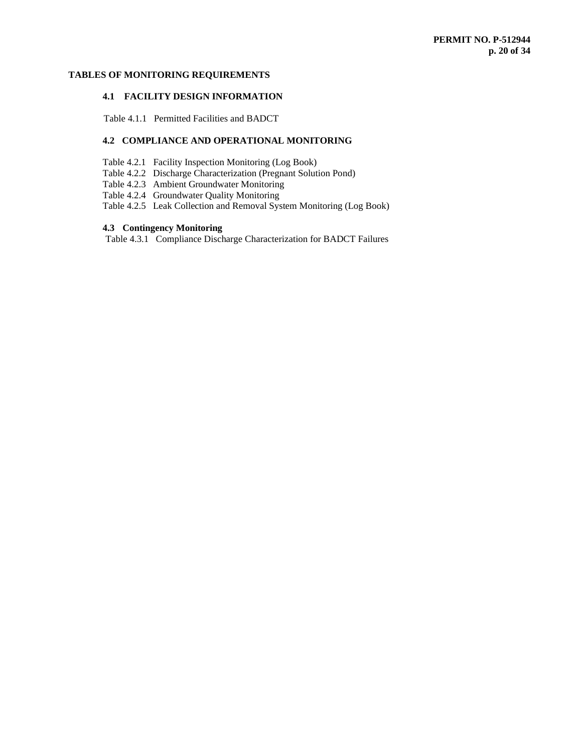# TABLES OF MONITORING REQUIREMENTS

## 4.1 FACILITY DESIGN INFORMATION

Table 4.1.1 Permitted Facilities and BADCT

## 4.2 COMPLIANCE AND OPERATIONAL MONITORING

Table 4.2.1 Facility Inspection Monitoring (Log Book)
Table 4.2.2 Discharge Characterization (Pregnant Solution Pond)
Table 4.2.3 Ambient Groundwater Monitoring
Table 4.2.4 Groundwater Quality Monitoring
Table 4.2.5 Leak Collection and Removal System Monitoring (Log Book)

## 4.3 Contingency Monitoring

Table 4.3.1 Compliance Discharge Characterization for BADCT Failures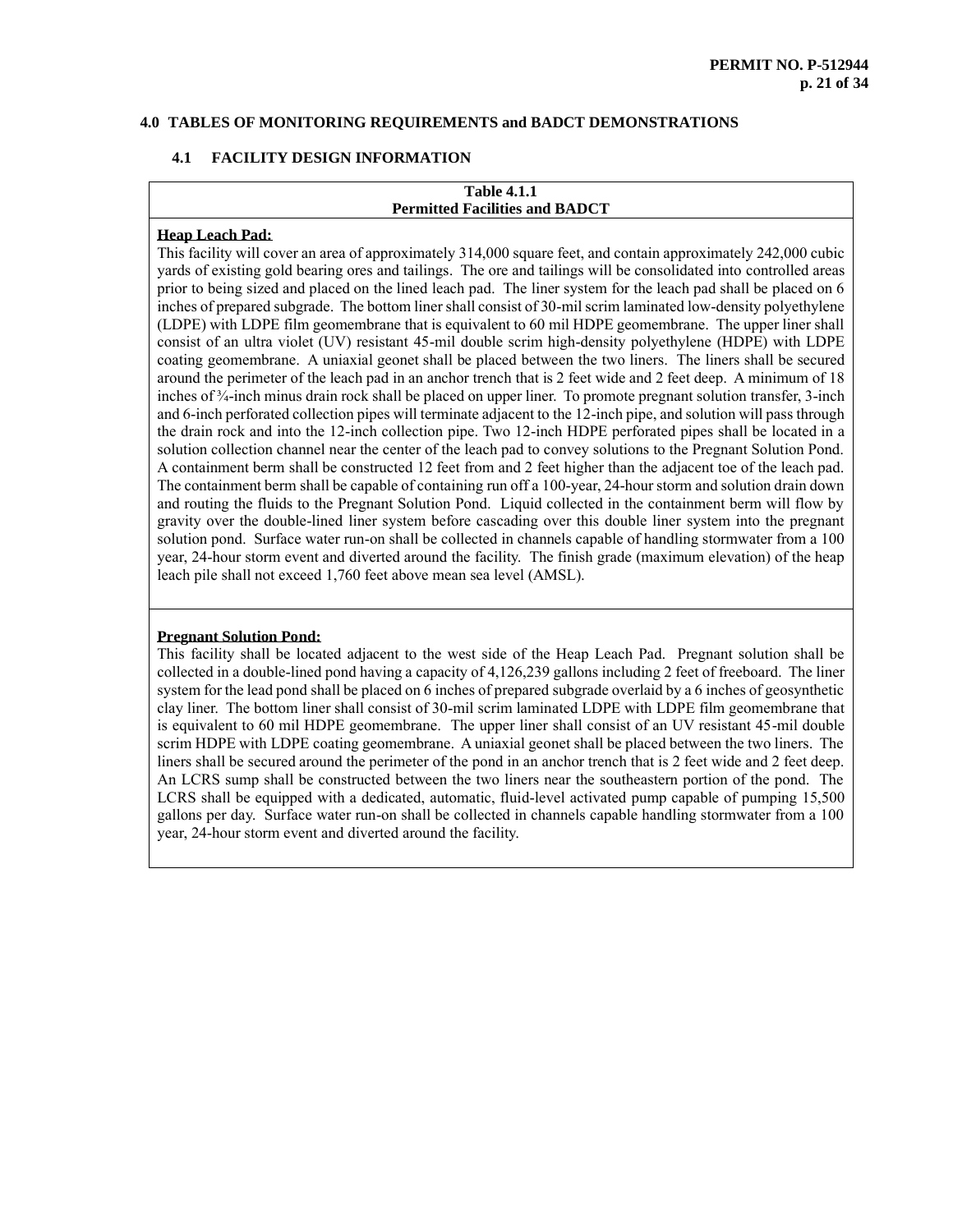## 4.0 TABLES OF MONITORING REQUIREMENTS and BADCT DEMONSTRATIONS

### 4.1 FACILITY DESIGN INFORMATION

| Table 4.1.1<br>Permitted Facilities and BADCT |
|---|
| **Heap Leach Pad:**<br>This facility will cover an area of approximately 314,000 square feet, and contain approximately 242,000 cubic yards of existing gold bearing ores and tailings. The ore and tailings will be consolidated into controlled areas prior to being sized and placed on the lined leach pad. The liner system for the leach pad shall be placed on 6 inches of prepared subgrade. The bottom liner shall consist of 30-mil scrim laminated low-density polyethylene (LDPE) with LDPE film geomembrane that is equivalent to 60 mil HDPE geomembrane. The upper liner shall consist of an ultra violet (UV) resistant 45-mil double scrim high-density polyethylene (HDPE) with LDPE coating geomembrane. A uniaxial geonet shall be placed between the two liners. The liners shall be secured around the perimeter of the leach pad in an anchor trench that is 2 feet wide and 2 feet deep. A minimum of 18 inches of ¾-inch minus drain rock shall be placed on upper liner. To promote pregnant solution transfer, 3-inch and 6-inch perforated collection pipes will terminate adjacent to the 12-inch pipe, and solution will pass through the drain rock and into the 12-inch collection pipe. Two 12-inch HDPE perforated pipes shall be located in a solution collection channel near the center of the leach pad to convey solutions to the Pregnant Solution Pond. A containment berm shall be constructed 12 feet from and 2 feet higher than the adjacent toe of the leach pad. The containment berm shall be capable of containing run off a 100-year, 24-hour storm and solution drain down and routing the fluids to the Pregnant Solution Pond. Liquid collected in the containment berm will flow by gravity over the double-lined liner system before cascading over this double liner system into the pregnant solution pond. Surface water run-on shall be collected in channels capable of handling stormwater from a 100 year, 24-hour storm event and diverted around the facility. The finish grade (maximum elevation) of the heap leach pile shall not exceed 1,760 feet above mean sea level (AMSL). |
| **Pregnant Solution Pond:**<br>This facility shall be located adjacent to the west side of the Heap Leach Pad. Pregnant solution shall be collected in a double-lined pond having a capacity of 4,126,239 gallons including 2 feet of freeboard. The liner system for the lead pond shall be placed on 6 inches of prepared subgrade overlaid by a 6 inches of geosynthetic clay liner. The bottom liner shall consist of 30-mil scrim laminated LDPE with LDPE film geomembrane that is equivalent to 60 mil HDPE geomembrane. The upper liner shall consist of an UV resistant 45-mil double scrim HDPE with LDPE coating geomembrane. A uniaxial geonet shall be placed between the two liners. The liners shall be secured around the perimeter of the pond in an anchor trench that is 2 feet wide and 2 feet deep. An LCRS sump shall be constructed between the two liners near the southeastern portion of the pond. The LCRS shall be equipped with a dedicated, automatic, fluid-level activated pump capable of pumping 15,500 gallons per day. Surface water run-on shall be collected in channels capable handling stormwater from a 100 year, 24-hour storm event and diverted around the facility. |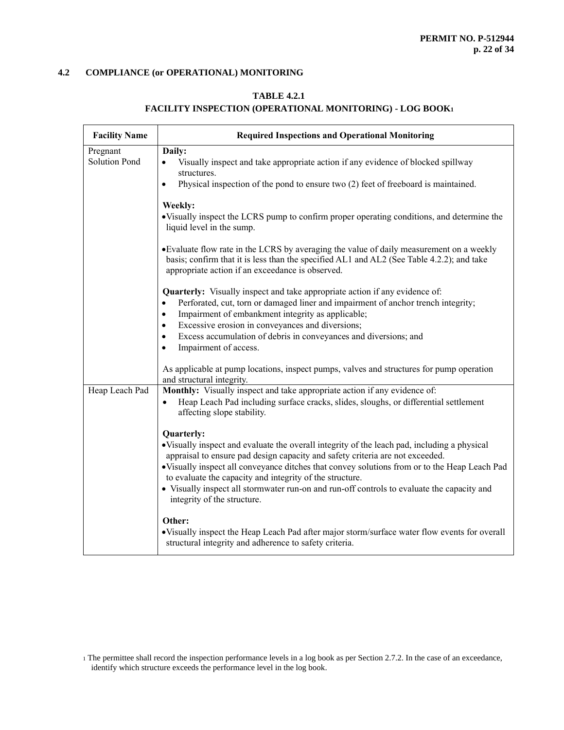## 4.2 COMPLIANCE (or OPERATIONAL) MONITORING

**TABLE 4.2.1**
**FACILITY INSPECTION (OPERATIONAL MONITORING) - LOG BOOK[1]**

| Facility Name | Required Inspections and Operational Monitoring |
|---|---|
| Pregnant Solution Pond | **Daily:**<br>• Visually inspect and take appropriate action if any evidence of blocked spillway structures.<br>• Physical inspection of the pond to ensure two (2) feet of freeboard is maintained.<br><br>**Weekly:**<br>• Visually inspect the LCRS pump to confirm proper operating conditions, and determine the liquid level in the sump.<br><br>• Evaluate flow rate in the LCRS by averaging the value of daily measurement on a weekly basis; confirm that it is less than the specified AL1 and AL2 (See Table 4.2.2); and take appropriate action if an exceedance is observed.<br><br>**Quarterly:** Visually inspect and take appropriate action if any evidence of:<br>• Perforated, cut, torn or damaged liner and impairment of anchor trench integrity;<br>• Impairment of embankment integrity as applicable;<br>• Excessive erosion in conveyances and diversions;<br>• Excess accumulation of debris in conveyances and diversions; and<br>• Impairment of access.<br><br>As applicable at pump locations, inspect pumps, valves and structures for pump operation and structural integrity. |
| Heap Leach Pad | **Monthly:** Visually inspect and take appropriate action if any evidence of:<br>• Heap Leach Pad including surface cracks, slides, sloughs, or differential settlement affecting slope stability.<br><br>**Quarterly:**<br>• Visually inspect and evaluate the overall integrity of the leach pad, including a physical appraisal to ensure pad design capacity and safety criteria are not exceeded.<br>• Visually inspect all conveyance ditches that convey solutions from or to the Heap Leach Pad to evaluate the capacity and integrity of the structure.<br>• Visually inspect all stormwater run-on and run-off controls to evaluate the capacity and integrity of the structure.<br><br>**Other:**<br>• Visually inspect the Heap Leach Pad after major storm/surface water flow events for overall structural integrity and adherence to safety criteria. |

[1] The permittee shall record the inspection performance levels in a log book as per Section 2.7.2. In the case of an exceedance, identify which structure exceeds the performance level in the log book.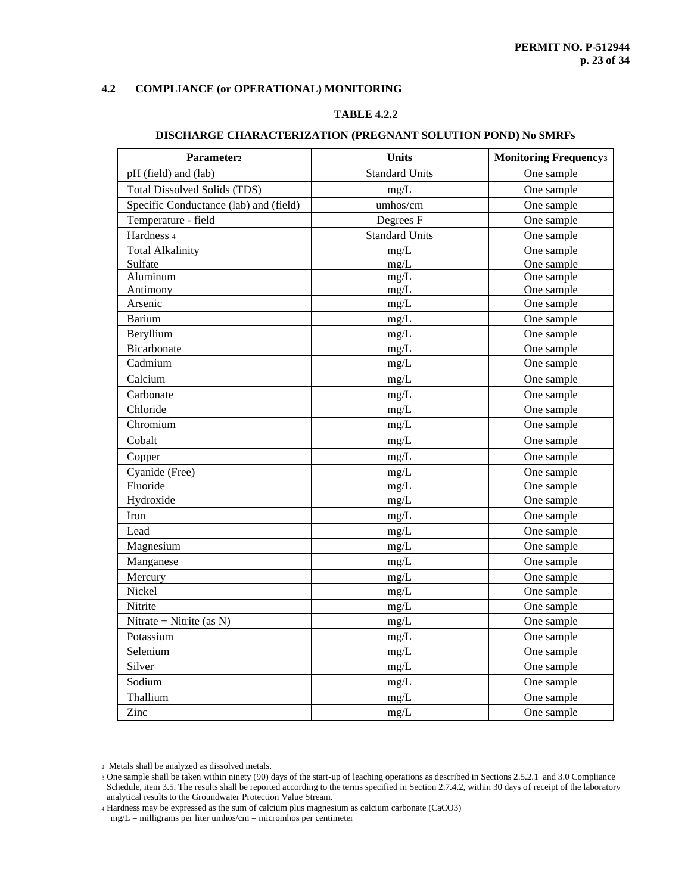## 4.2 COMPLIANCE (or OPERATIONAL) MONITORING

**TABLE 4.2.2**

**DISCHARGE CHARACTERIZATION (PREGNANT SOLUTION POND) No SMRFs**

| Parameter[2] | Units | Monitoring Frequency[3] |
|---|---|---|
| pH (field) and (lab) | Standard Units | One sample |
| Total Dissolved Solids (TDS) | mg/L | One sample |
| Specific Conductance (lab) and (field) | umhos/cm | One sample |
| Temperature - field | Degrees F | One sample |
| Hardness [4] | Standard Units | One sample |
| Total Alkalinity | mg/L | One sample |
| Sulfate | mg/L | One sample |
| Aluminum | mg/L | One sample |
| Antimony | mg/L | One sample |
| Arsenic | mg/L | One sample |
| Barium | mg/L | One sample |
| Beryllium | mg/L | One sample |
| Bicarbonate | mg/L | One sample |
| Cadmium | mg/L | One sample |
| Calcium | mg/L | One sample |
| Carbonate | mg/L | One sample |
| Chloride | mg/L | One sample |
| Chromium | mg/L | One sample |
| Cobalt | mg/L | One sample |
| Copper | mg/L | One sample |
| Cyanide (Free) | mg/L | One sample |
| Fluoride | mg/L | One sample |
| Hydroxide | mg/L | One sample |
| Iron | mg/L | One sample |
| Lead | mg/L | One sample |
| Magnesium | mg/L | One sample |
| Manganese | mg/L | One sample |
| Mercury | mg/L | One sample |
| Nickel | mg/L | One sample |
| Nitrite | mg/L | One sample |
| Nitrate + Nitrite (as N) | mg/L | One sample |
| Potassium | mg/L | One sample |
| Selenium | mg/L | One sample |
| Silver | mg/L | One sample |
| Sodium | mg/L | One sample |
| Thallium | mg/L | One sample |
| Zinc | mg/L | One sample |

[2] Metals shall be analyzed as dissolved metals.

[3] One sample shall be taken within ninety (90) days of the start-up of leaching operations as described in Sections 2.5.2.1 and 3.0 Compliance Schedule, item 3.5. The results shall be reported according to the terms specified in Section 2.7.4.2, within 30 days of receipt of the laboratory analytical results to the Groundwater Protection Value Stream.

[4] Hardness may be expressed as the sum of calcium plus magnesium as calcium carbonate ($CaCO_3$)

mg/L = milligrams per liter umhos/cm = micromhos per centimeter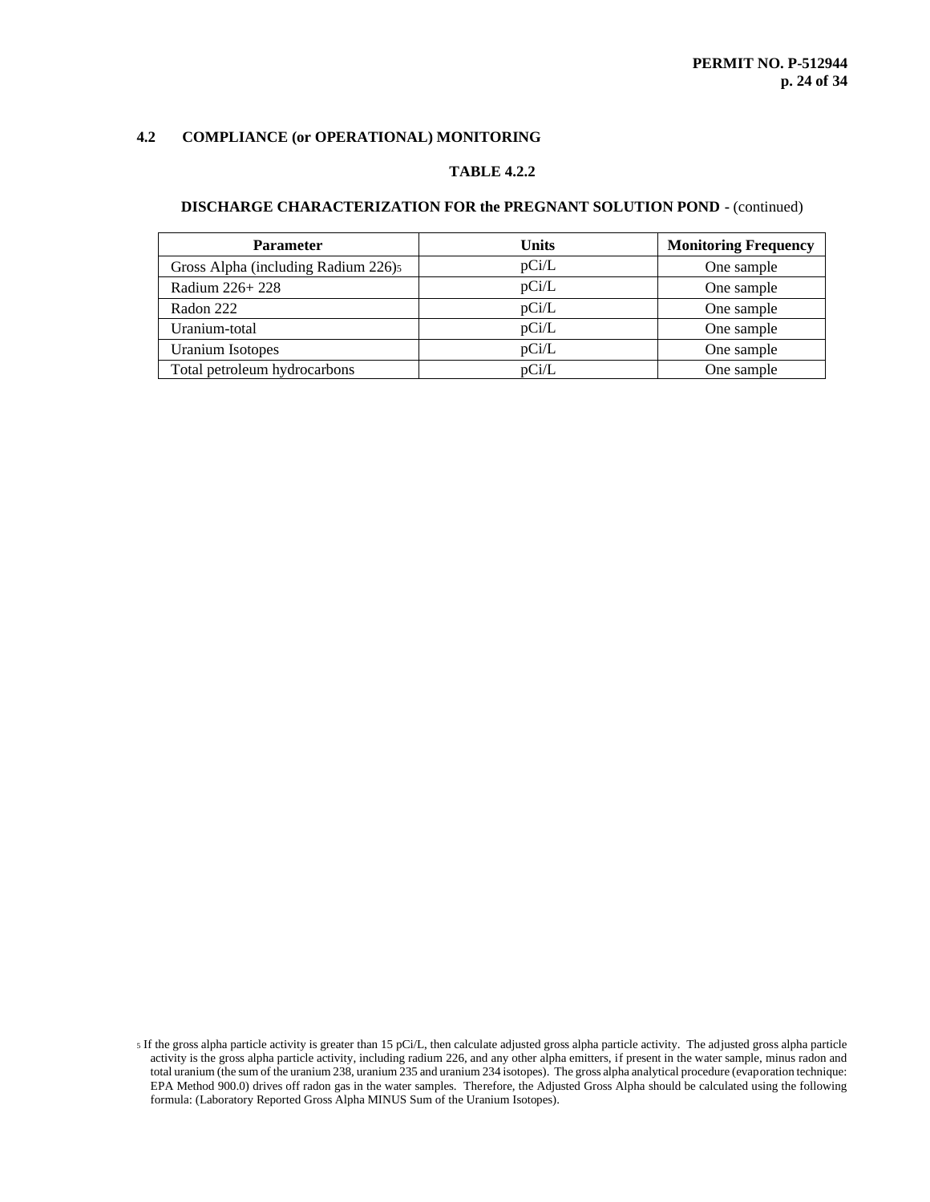## 4.2 COMPLIANCE (or OPERATIONAL) MONITORING

**TABLE 4.2.2**

**DISCHARGE CHARACTERIZATION FOR the PREGNANT SOLUTION POND** - (continued)

| Parameter | Units | Monitoring Frequency |
|---|---|---|
| Gross Alpha (including Radium 226)[5] | pCi/L | One sample |
| Radium 226+ 228 | pCi/L | One sample |
| Radon 222 | pCi/L | One sample |
| Uranium-total | pCi/L | One sample |
| Uranium Isotopes | pCi/L | One sample |
| Total petroleum hydrocarbons | pCi/L | One sample |

[5] If the gross alpha particle activity is greater than 15 pCi/L, then calculate adjusted gross alpha particle activity. The adjusted gross alpha particle activity is the gross alpha particle activity, including radium 226, and any other alpha emitters, if present in the water sample, minus radon and total uranium (the sum of the uranium 238, uranium 235 and uranium 234 isotopes). The gross alpha analytical procedure (evaporation technique: EPA Method 900.0) drives off radon gas in the water samples. Therefore, the Adjusted Gross Alpha should be calculated using the following formula: (Laboratory Reported Gross Alpha MINUS Sum of the Uranium Isotopes).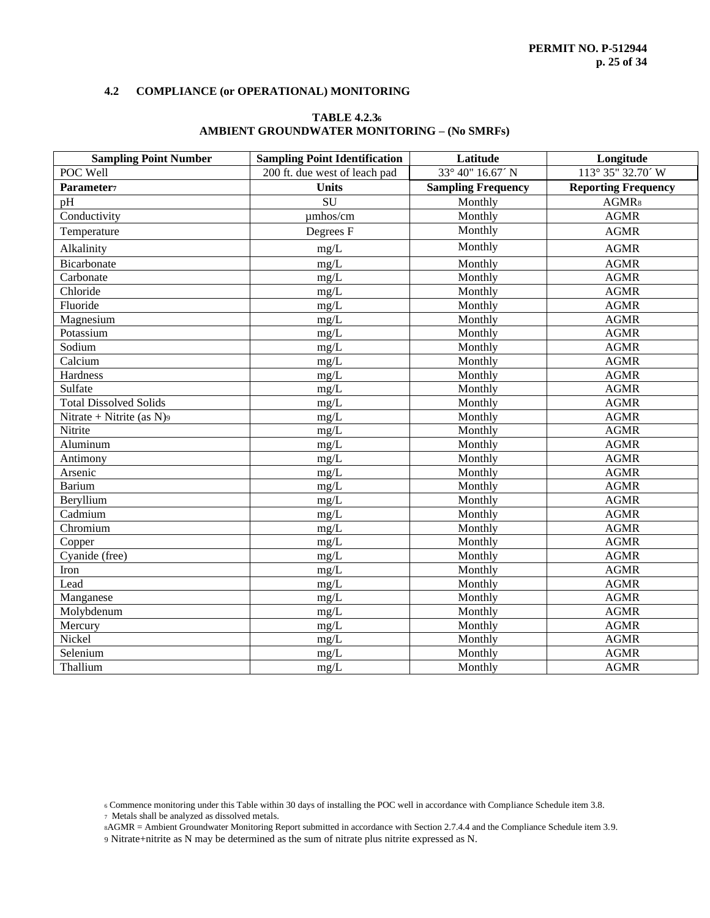## 4.2 COMPLIANCE (or OPERATIONAL) MONITORING

**TABLE 4.2.3[6]**
**AMBIENT GROUNDWATER MONITORING – (No SMRFs)**

| Sampling Point Number | Sampling Point Identification | Latitude | Longitude |
|---|---|---|---|
| POC Well | 200 ft. due west of leach pad | 33° 40" 16.67´ N | 113° 35" 32.70´ W |
| **Parameter[7]** | **Units** | **Sampling Frequency** | **Reporting Frequency** |
| pH | SU | Monthly | AGMR[8] |
| Conductivity | µmhos/cm | Monthly | AGMR |
| Temperature | Degrees F | Monthly | AGMR |
| Alkalinity | mg/L | Monthly | AGMR |
| Bicarbonate | mg/L | Monthly | AGMR |
| Carbonate | mg/L | Monthly | AGMR |
| Chloride | mg/L | Monthly | AGMR |
| Fluoride | mg/L | Monthly | AGMR |
| Magnesium | mg/L | Monthly | AGMR |
| Potassium | mg/L | Monthly | AGMR |
| Sodium | mg/L | Monthly | AGMR |
| Calcium | mg/L | Monthly | AGMR |
| Hardness | mg/L | Monthly | AGMR |
| Sulfate | mg/L | Monthly | AGMR |
| Total Dissolved Solids | mg/L | Monthly | AGMR |
| Nitrate + Nitrite (as N)[9] | mg/L | Monthly | AGMR |
| Nitrite | mg/L | Monthly | AGMR |
| Aluminum | mg/L | Monthly | AGMR |
| Antimony | mg/L | Monthly | AGMR |
| Arsenic | mg/L | Monthly | AGMR |
| Barium | mg/L | Monthly | AGMR |
| Beryllium | mg/L | Monthly | AGMR |
| Cadmium | mg/L | Monthly | AGMR |
| Chromium | mg/L | Monthly | AGMR |
| Copper | mg/L | Monthly | AGMR |
| Cyanide (free) | mg/L | Monthly | AGMR |
| Iron | mg/L | Monthly | AGMR |
| Lead | mg/L | Monthly | AGMR |
| Manganese | mg/L | Monthly | AGMR |
| Molybdenum | mg/L | Monthly | AGMR |
| Mercury | mg/L | Monthly | AGMR |
| Nickel | mg/L | Monthly | AGMR |
| Selenium | mg/L | Monthly | AGMR |
| Thallium | mg/L | Monthly | AGMR |

[6] Commence monitoring under this Table within 30 days of installing the POC well in accordance with Compliance Schedule item 3.8.

[7] Metals shall be analyzed as dissolved metals.

[8] AGMR = Ambient Groundwater Monitoring Report submitted in accordance with Section 2.7.4.4 and the Compliance Schedule item 3.9.

[9] Nitrate+nitrite as N may be determined as the sum of nitrate plus nitrite expressed as N.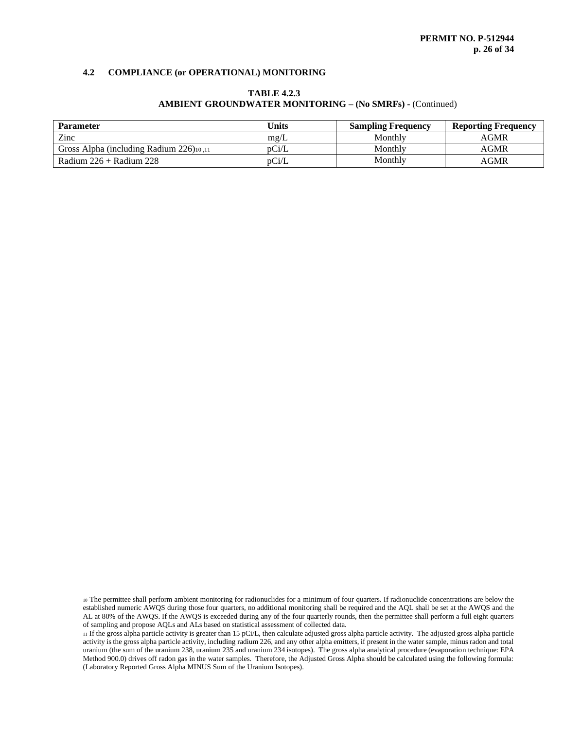### 4.2 COMPLIANCE (or OPERATIONAL) MONITORING

**TABLE 4.2.3**
**AMBIENT GROUNDWATER MONITORING – (No SMRFs)** - (Continued)

| Parameter | Units | Sampling Frequency | Reporting Frequency |
|---|---|---|---|
| Zinc | mg/L | Monthly | AGMR |
| Gross Alpha (including Radium 226)[10,11] | pCi/L | Monthly | AGMR |
| Radium 226 + Radium 228 | pCi/L | Monthly | AGMR |

[10] The permittee shall perform ambient monitoring for radionuclides for a minimum of four quarters. If radionuclide concentrations are below the established numeric AWQS during those four quarters, no additional monitoring shall be required and the AQL shall be set at the AWQS and the AL at 80% of the AWQS. If the AWQS is exceeded during any of the four quarterly rounds, then the permittee shall perform a full eight quarters of sampling and propose AQLs and ALs based on statistical assessment of collected data.

[11] If the gross alpha particle activity is greater than 15 pCi/L, then calculate adjusted gross alpha particle activity. The adjusted gross alpha particle activity is the gross alpha particle activity, including radium 226, and any other alpha emitters, if present in the water sample, minus radon and total uranium (the sum of the uranium 238, uranium 235 and uranium 234 isotopes). The gross alpha analytical procedure (evaporation technique: EPA Method 900.0) drives off radon gas in the water samples. Therefore, the Adjusted Gross Alpha should be calculated using the following formula: (Laboratory Reported Gross Alpha MINUS Sum of the Uranium Isotopes).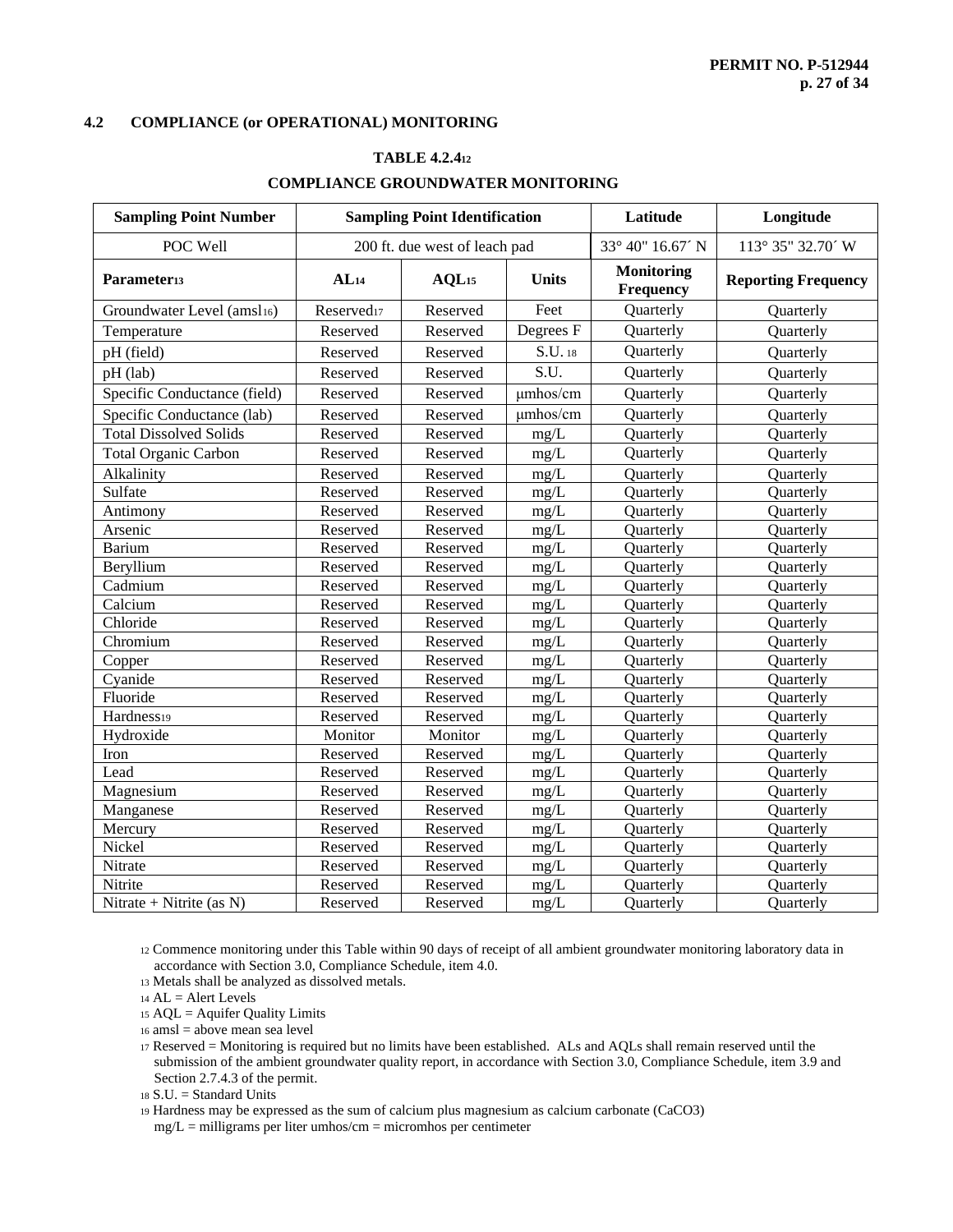## 4.2 COMPLIANCE (or OPERATIONAL) MONITORING

**TABLE 4.2.4[12]**

**COMPLIANCE GROUNDWATER MONITORING**

| Sampling Point Number | Sampling Point Identification | | | Latitude | Longitude |
|---|---|---|---|---|---|
| POC Well | 200 ft. due west of leach pad | | | 33° 40" 16.67´ N | 113° 35" 32.70´ W |
| **Parameter[13]** | **AL[14]** | **AQL[15]** | **Units** | **Monitoring Frequency** | **Reporting Frequency** |
| Groundwater Level (amsl[16]) | Reserved[17] | Reserved | Feet | Quarterly | Quarterly |
| Temperature | Reserved | Reserved | Degrees F | Quarterly | Quarterly |
| pH (field) | Reserved | Reserved | S.U. [18] | Quarterly | Quarterly |
| pH (lab) | Reserved | Reserved | S.U. | Quarterly | Quarterly |
| Specific Conductance (field) | Reserved | Reserved | μmhos/cm | Quarterly | Quarterly |
| Specific Conductance (lab) | Reserved | Reserved | μmhos/cm | Quarterly | Quarterly |
| Total Dissolved Solids | Reserved | Reserved | mg/L | Quarterly | Quarterly |
| Total Organic Carbon | Reserved | Reserved | mg/L | Quarterly | Quarterly |
| Alkalinity | Reserved | Reserved | mg/L | Quarterly | Quarterly |
| Sulfate | Reserved | Reserved | mg/L | Quarterly | Quarterly |
| Antimony | Reserved | Reserved | mg/L | Quarterly | Quarterly |
| Arsenic | Reserved | Reserved | mg/L | Quarterly | Quarterly |
| Barium | Reserved | Reserved | mg/L | Quarterly | Quarterly |
| Beryllium | Reserved | Reserved | mg/L | Quarterly | Quarterly |
| Cadmium | Reserved | Reserved | mg/L | Quarterly | Quarterly |
| Calcium | Reserved | Reserved | mg/L | Quarterly | Quarterly |
| Chloride | Reserved | Reserved | mg/L | Quarterly | Quarterly |
| Chromium | Reserved | Reserved | mg/L | Quarterly | Quarterly |
| Copper | Reserved | Reserved | mg/L | Quarterly | Quarterly |
| Cyanide | Reserved | Reserved | mg/L | Quarterly | Quarterly |
| Fluoride | Reserved | Reserved | mg/L | Quarterly | Quarterly |
| Hardness[19] | Reserved | Reserved | mg/L | Quarterly | Quarterly |
| Hydroxide | Monitor | Monitor | mg/L | Quarterly | Quarterly |
| Iron | Reserved | Reserved | mg/L | Quarterly | Quarterly |
| Lead | Reserved | Reserved | mg/L | Quarterly | Quarterly |
| Magnesium | Reserved | Reserved | mg/L | Quarterly | Quarterly |
| Manganese | Reserved | Reserved | mg/L | Quarterly | Quarterly |
| Mercury | Reserved | Reserved | mg/L | Quarterly | Quarterly |
| Nickel | Reserved | Reserved | mg/L | Quarterly | Quarterly |
| Nitrate | Reserved | Reserved | mg/L | Quarterly | Quarterly |
| Nitrite | Reserved | Reserved | mg/L | Quarterly | Quarterly |
| Nitrate + Nitrite (as N) | Reserved | Reserved | mg/L | Quarterly | Quarterly |

[12] Commence monitoring under this Table within 90 days of receipt of all ambient groundwater monitoring laboratory data in accordance with Section 3.0, Compliance Schedule, item 4.0.

[13] Metals shall be analyzed as dissolved metals.

[14] AL = Alert Levels

[15] AQL = Aquifer Quality Limits

[16] amsl = above mean sea level

[17] Reserved = Monitoring is required but no limits have been established. ALs and AQLs shall remain reserved until the submission of the ambient groundwater quality report, in accordance with Section 3.0, Compliance Schedule, item 3.9 and Section 2.7.4.3 of the permit.

[18] S.U. = Standard Units

[19] Hardness may be expressed as the sum of calcium plus magnesium as calcium carbonate ($CaCO_3$)

mg/L = milligrams per liter umhos/cm = micromhos per centimeter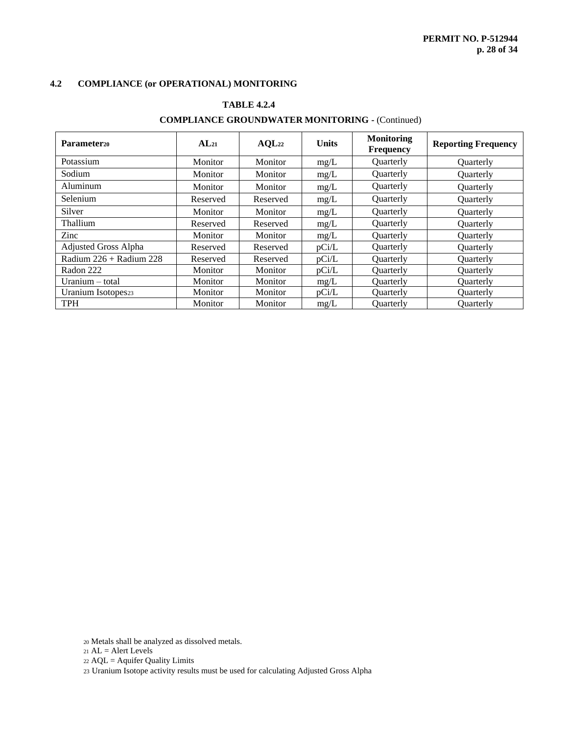## 4.2 COMPLIANCE (or OPERATIONAL) MONITORING

**TABLE 4.2.4**

**COMPLIANCE GROUNDWATER MONITORING -** (Continued)

| Parameter[20] | AL[21] | AQL[22] | Units | Monitoring Frequency | Reporting Frequency |
|---|---|---|---|---|---|
| Potassium | Monitor | Monitor | mg/L | Quarterly | Quarterly |
| Sodium | Monitor | Monitor | mg/L | Quarterly | Quarterly |
| Aluminum | Monitor | Monitor | mg/L | Quarterly | Quarterly |
| Selenium | Reserved | Reserved | mg/L | Quarterly | Quarterly |
| Silver | Monitor | Monitor | mg/L | Quarterly | Quarterly |
| Thallium | Reserved | Reserved | mg/L | Quarterly | Quarterly |
| Zinc | Monitor | Monitor | mg/L | Quarterly | Quarterly |
| Adjusted Gross Alpha | Reserved | Reserved | pCi/L | Quarterly | Quarterly |
| Radium 226 + Radium 228 | Reserved | Reserved | pCi/L | Quarterly | Quarterly |
| Radon 222 | Monitor | Monitor | pCi/L | Quarterly | Quarterly |
| Uranium – total | Monitor | Monitor | mg/L | Quarterly | Quarterly |
| Uranium Isotopes[23] | Monitor | Monitor | pCi/L | Quarterly | Quarterly |
| TPH | Monitor | Monitor | mg/L | Quarterly | Quarterly |

[20] Metals shall be analyzed as dissolved metals.

[21] AL = Alert Levels

[22] AQL = Aquifer Quality Limits

[23] Uranium Isotope activity results must be used for calculating Adjusted Gross Alpha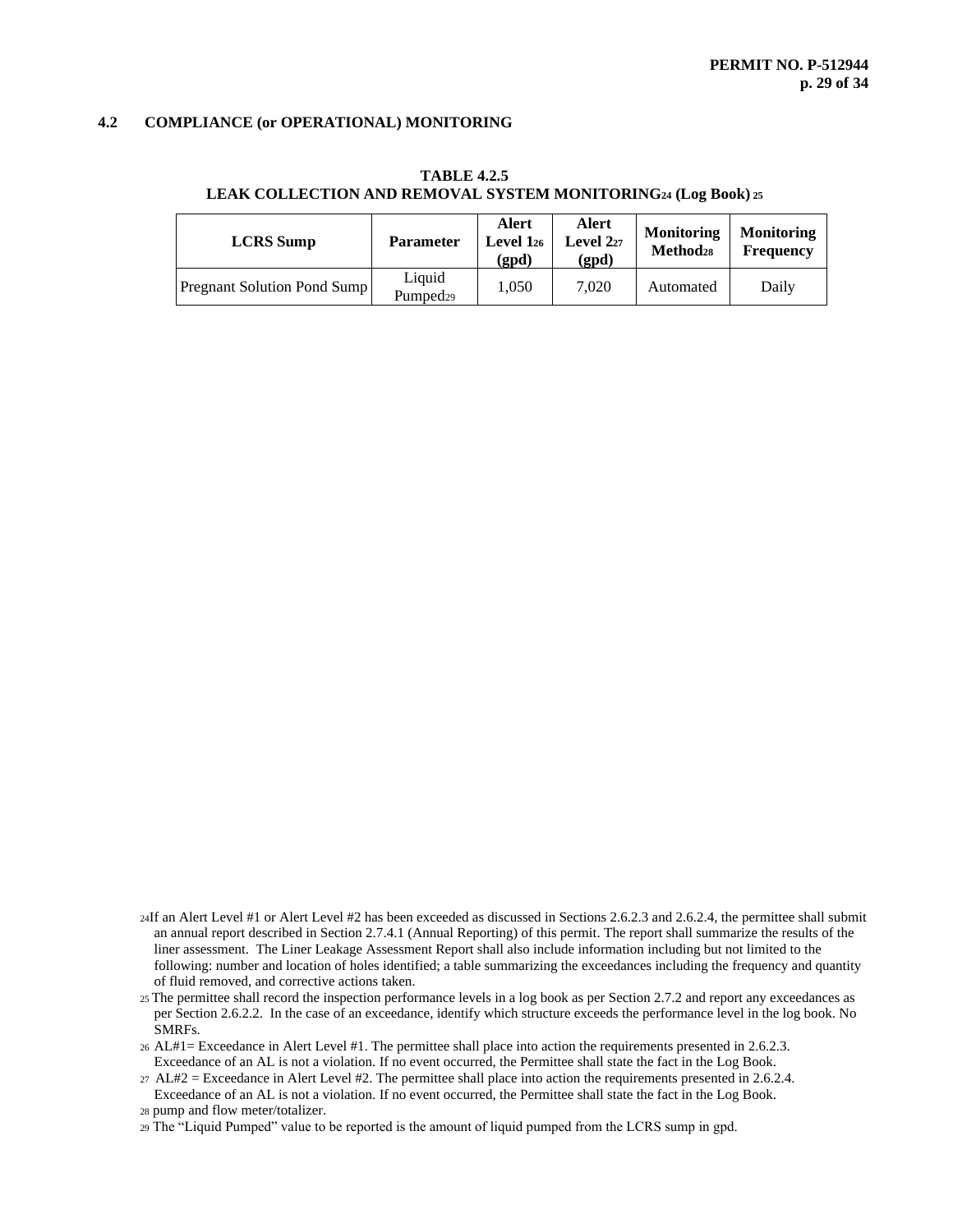## 4.2 COMPLIANCE (or OPERATIONAL) MONITORING

**TABLE 4.2.5**
**LEAK COLLECTION AND REMOVAL SYSTEM MONITORING[24] (Log Book)[25]**

| LCRS Sump | Parameter | Alert Level 1[26] (gpd) | Alert Level 2[27] (gpd) | Monitoring Method[28] | Monitoring Frequency |
|---|---|---|---|---|---|
| Pregnant Solution Pond Sump | Liquid Pumped[29] | 1,050 | 7,020 | Automated | Daily |

[24] If an Alert Level #1 or Alert Level #2 has been exceeded as discussed in Sections 2.6.2.3 and 2.6.2.4, the permittee shall submit an annual report described in Section 2.7.4.1 (Annual Reporting) of this permit. The report shall summarize the results of the liner assessment. The Liner Leakage Assessment Report shall also include information including but not limited to the following: number and location of holes identified; a table summarizing the exceedances including the frequency and quantity of fluid removed, and corrective actions taken.

[25] The permittee shall record the inspection performance levels in a log book as per Section 2.7.2 and report any exceedances as per Section 2.6.2.2. In the case of an exceedance, identify which structure exceeds the performance level in the log book. No SMRFs.

[26] AL#1= Exceedance in Alert Level #1. The permittee shall place into action the requirements presented in 2.6.2.3. Exceedance of an AL is not a violation. If no event occurred, the Permittee shall state the fact in the Log Book.

[27] AL#2 = Exceedance in Alert Level #2. The permittee shall place into action the requirements presented in 2.6.2.4. Exceedance of an AL is not a violation. If no event occurred, the Permittee shall state the fact in the Log Book.

[28] pump and flow meter/totalizer.

[29] The "Liquid Pumped" value to be reported is the amount of liquid pumped from the LCRS sump in gpd.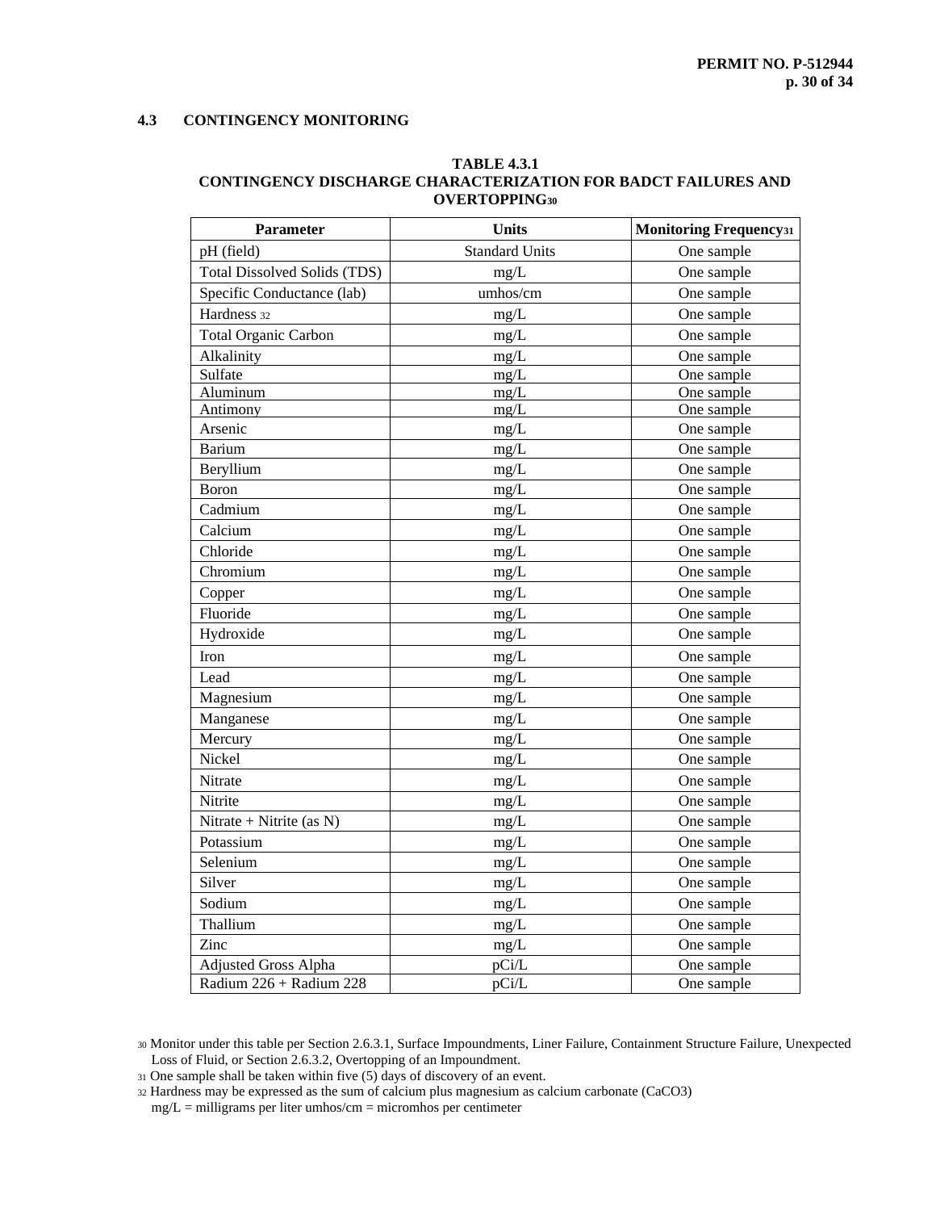### 4.3 CONTINGENCY MONITORING

**TABLE 4.3.1**
**CONTINGENCY DISCHARGE CHARACTERIZATION FOR BADCT FAILURES AND OVERTOPPING[30]**

| Parameter | Units | Monitoring Frequency[31] |
|---|---|---|
| pH (field) | Standard Units | One sample |
| Total Dissolved Solids (TDS) | mg/L | One sample |
| Specific Conductance (lab) | umhos/cm | One sample |
| Hardness [32] | mg/L | One sample |
| Total Organic Carbon | mg/L | One sample |
| Alkalinity | mg/L | One sample |
| Sulfate | mg/L | One sample |
| Aluminum | mg/L | One sample |
| Antimony | mg/L | One sample |
| Arsenic | mg/L | One sample |
| Barium | mg/L | One sample |
| Beryllium | mg/L | One sample |
| Boron | mg/L | One sample |
| Cadmium | mg/L | One sample |
| Calcium | mg/L | One sample |
| Chloride | mg/L | One sample |
| Chromium | mg/L | One sample |
| Copper | mg/L | One sample |
| Fluoride | mg/L | One sample |
| Hydroxide | mg/L | One sample |
| Iron | mg/L | One sample |
| Lead | mg/L | One sample |
| Magnesium | mg/L | One sample |
| Manganese | mg/L | One sample |
| Mercury | mg/L | One sample |
| Nickel | mg/L | One sample |
| Nitrate | mg/L | One sample |
| Nitrite | mg/L | One sample |
| Nitrate + Nitrite (as N) | mg/L | One sample |
| Potassium | mg/L | One sample |
| Selenium | mg/L | One sample |
| Silver | mg/L | One sample |
| Sodium | mg/L | One sample |
| Thallium | mg/L | One sample |
| Zinc | mg/L | One sample |
| Adjusted Gross Alpha | pCi/L | One sample |
| Radium 226 + Radium 228 | pCi/L | One sample |

[30] Monitor under this table per Section 2.6.3.1, Surface Impoundments, Liner Failure, Containment Structure Failure, Unexpected Loss of Fluid, or Section 2.6.3.2, Overtopping of an Impoundment.

[31] One sample shall be taken within five (5) days of discovery of an event.

[32] Hardness may be expressed as the sum of calcium plus magnesium as calcium carbonate ($CaCO_3$)

mg/L = milligrams per liter umhos/cm = micromhos per centimeter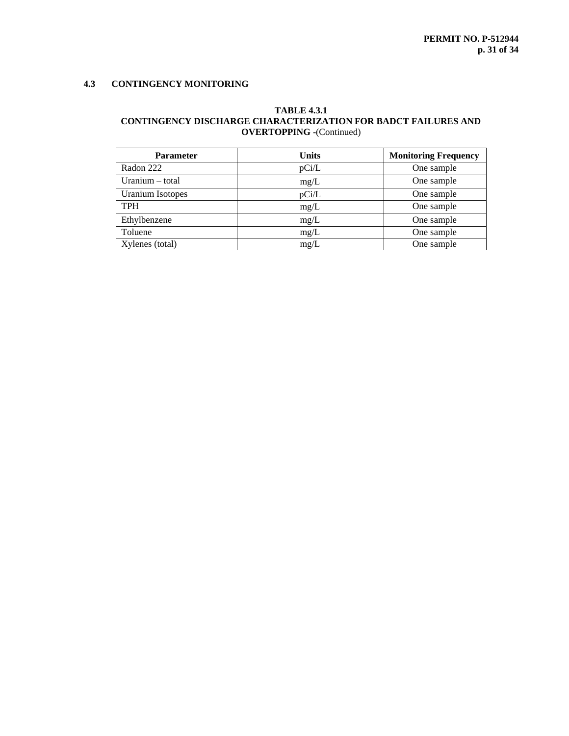### 4.3 CONTINGENCY MONITORING

**TABLE 4.3.1**
**CONTINGENCY DISCHARGE CHARACTERIZATION FOR BADCT FAILURES AND OVERTOPPING** -(Continued)

| Parameter | Units | Monitoring Frequency |
|---|---|---|
| Radon 222 | pCi/L | One sample |
| Uranium – total | mg/L | One sample |
| Uranium Isotopes | pCi/L | One sample |
| TPH | mg/L | One sample |
| Ethylbenzene | mg/L | One sample |
| Toluene | mg/L | One sample |
| Xylenes (total) | mg/L | One sample |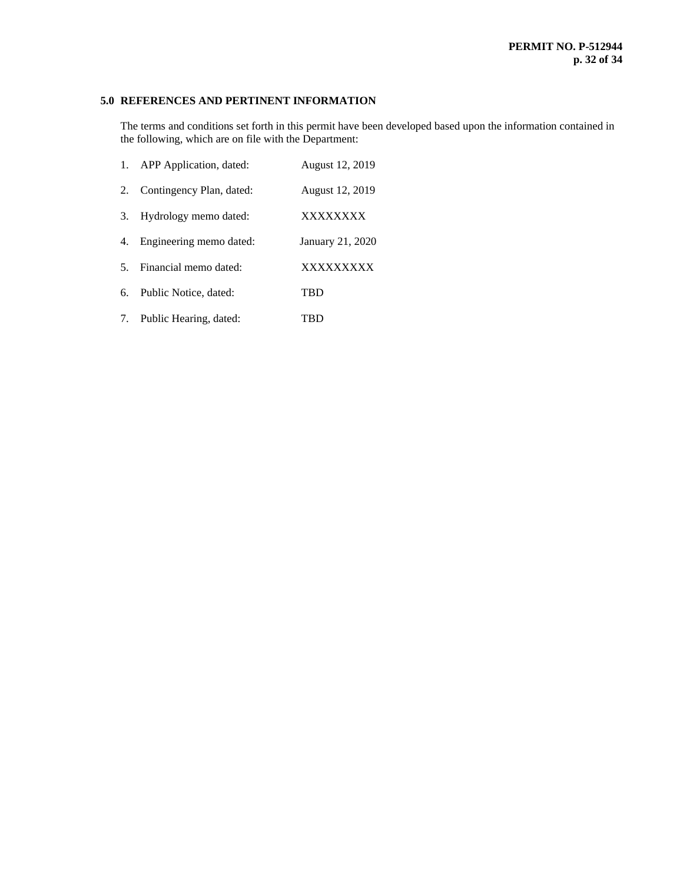## 5.0 REFERENCES AND PERTINENT INFORMATION

The terms and conditions set forth in this permit have been developed based upon the information contained in the following, which are on file with the Department:

1. APP Application, dated: August 12, 2019
2. Contingency Plan, dated: August 12, 2019
3. Hydrology memo dated: XXXXXXXX
4. Engineering memo dated: January 21, 2020
5. Financial memo dated: XXXXXXXXX
6. Public Notice, dated: TBD
7. Public Hearing, dated: TBD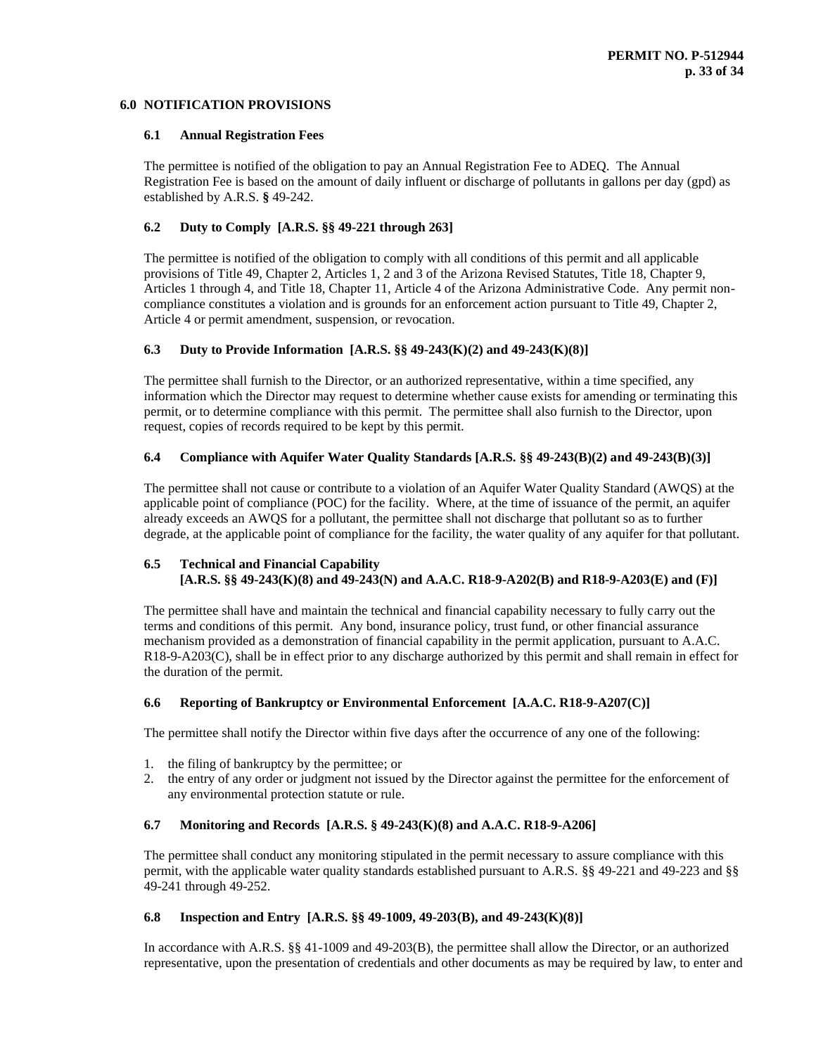## 6.0 NOTIFICATION PROVISIONS

### 6.1 Annual Registration Fees

The permittee is notified of the obligation to pay an Annual Registration Fee to ADEQ. The Annual Registration Fee is based on the amount of daily influent or discharge of pollutants in gallons per day (gpd) as established by A.R.S. **§** 49-242.

### 6.2 Duty to Comply [A.R.S. §§ 49-221 through 263]

The permittee is notified of the obligation to comply with all conditions of this permit and all applicable provisions of Title 49, Chapter 2, Articles 1, 2 and 3 of the Arizona Revised Statutes, Title 18, Chapter 9, Articles 1 through 4, and Title 18, Chapter 11, Article 4 of the Arizona Administrative Code. Any permit non-compliance constitutes a violation and is grounds for an enforcement action pursuant to Title 49, Chapter 2, Article 4 or permit amendment, suspension, or revocation.

### 6.3 Duty to Provide Information [A.R.S. §§ 49-243(K)(2) and 49-243(K)(8)]

The permittee shall furnish to the Director, or an authorized representative, within a time specified, any information which the Director may request to determine whether cause exists for amending or terminating this permit, or to determine compliance with this permit. The permittee shall also furnish to the Director, upon request, copies of records required to be kept by this permit.

### 6.4 Compliance with Aquifer Water Quality Standards [A.R.S. §§ 49-243(B)(2) and 49-243(B)(3)]

The permittee shall not cause or contribute to a violation of an Aquifer Water Quality Standard (AWQS) at the applicable point of compliance (POC) for the facility. Where, at the time of issuance of the permit, an aquifer already exceeds an AWQS for a pollutant, the permittee shall not discharge that pollutant so as to further degrade, at the applicable point of compliance for the facility, the water quality of any aquifer for that pollutant.

### 6.5 Technical and Financial Capability [A.R.S. §§ 49-243(K)(8) and 49-243(N) and A.A.C. R18-9-A202(B) and R18-9-A203(E) and (F)]

The permittee shall have and maintain the technical and financial capability necessary to fully carry out the terms and conditions of this permit. Any bond, insurance policy, trust fund, or other financial assurance mechanism provided as a demonstration of financial capability in the permit application, pursuant to A.A.C. R18-9-A203(C), shall be in effect prior to any discharge authorized by this permit and shall remain in effect for the duration of the permit.

### 6.6 Reporting of Bankruptcy or Environmental Enforcement [A.A.C. R18-9-A207(C)]

The permittee shall notify the Director within five days after the occurrence of any one of the following:

1. the filing of bankruptcy by the permittee; or
2. the entry of any order or judgment not issued by the Director against the permittee for the enforcement of any environmental protection statute or rule.

### 6.7 Monitoring and Records [A.R.S. § 49-243(K)(8) and A.A.C. R18-9-A206]

The permittee shall conduct any monitoring stipulated in the permit necessary to assure compliance with this permit, with the applicable water quality standards established pursuant to A.R.S. §§ 49-221 and 49-223 and §§ 49-241 through 49-252.

### 6.8 Inspection and Entry [A.R.S. §§ 49-1009, 49-203(B), and 49-243(K)(8)]

In accordance with A.R.S. §§ 41-1009 and 49-203(B), the permittee shall allow the Director, or an authorized representative, upon the presentation of credentials and other documents as may be required by law, to enter and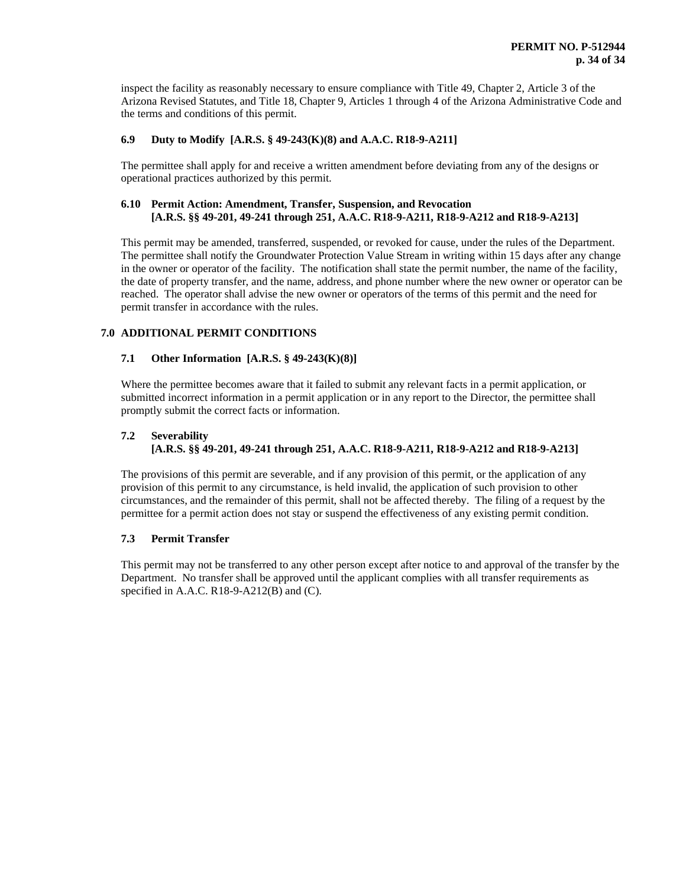inspect the facility as reasonably necessary to ensure compliance with Title 49, Chapter 2, Article 3 of the Arizona Revised Statutes, and Title 18, Chapter 9, Articles 1 through 4 of the Arizona Administrative Code and the terms and conditions of this permit.

### 6.9 Duty to Modify [A.R.S. § 49-243(K)(8) and A.A.C. R18-9-A211]

The permittee shall apply for and receive a written amendment before deviating from any of the designs or operational practices authorized by this permit.

### 6.10 Permit Action: Amendment, Transfer, Suspension, and Revocation [A.R.S. §§ 49-201, 49-241 through 251, A.A.C. R18-9-A211, R18-9-A212 and R18-9-A213]

This permit may be amended, transferred, suspended, or revoked for cause, under the rules of the Department. The permittee shall notify the Groundwater Protection Value Stream in writing within 15 days after any change in the owner or operator of the facility. The notification shall state the permit number, the name of the facility, the date of property transfer, and the name, address, and phone number where the new owner or operator can be reached. The operator shall advise the new owner or operators of the terms of this permit and the need for permit transfer in accordance with the rules.

## 7.0 ADDITIONAL PERMIT CONDITIONS

### 7.1 Other Information [A.R.S. § 49-243(K)(8)]

Where the permittee becomes aware that it failed to submit any relevant facts in a permit application, or submitted incorrect information in a permit application or in any report to the Director, the permittee shall promptly submit the correct facts or information.

### 7.2 Severability [A.R.S. §§ 49-201, 49-241 through 251, A.A.C. R18-9-A211, R18-9-A212 and R18-9-A213]

The provisions of this permit are severable, and if any provision of this permit, or the application of any provision of this permit to any circumstance, is held invalid, the application of such provision to other circumstances, and the remainder of this permit, shall not be affected thereby. The filing of a request by the permittee for a permit action does not stay or suspend the effectiveness of any existing permit condition.

### 7.3 Permit Transfer

This permit may not be transferred to any other person except after notice to and approval of the transfer by the Department. No transfer shall be approved until the applicant complies with all transfer requirements as specified in A.A.C. R18-9-A212(B) and (C).